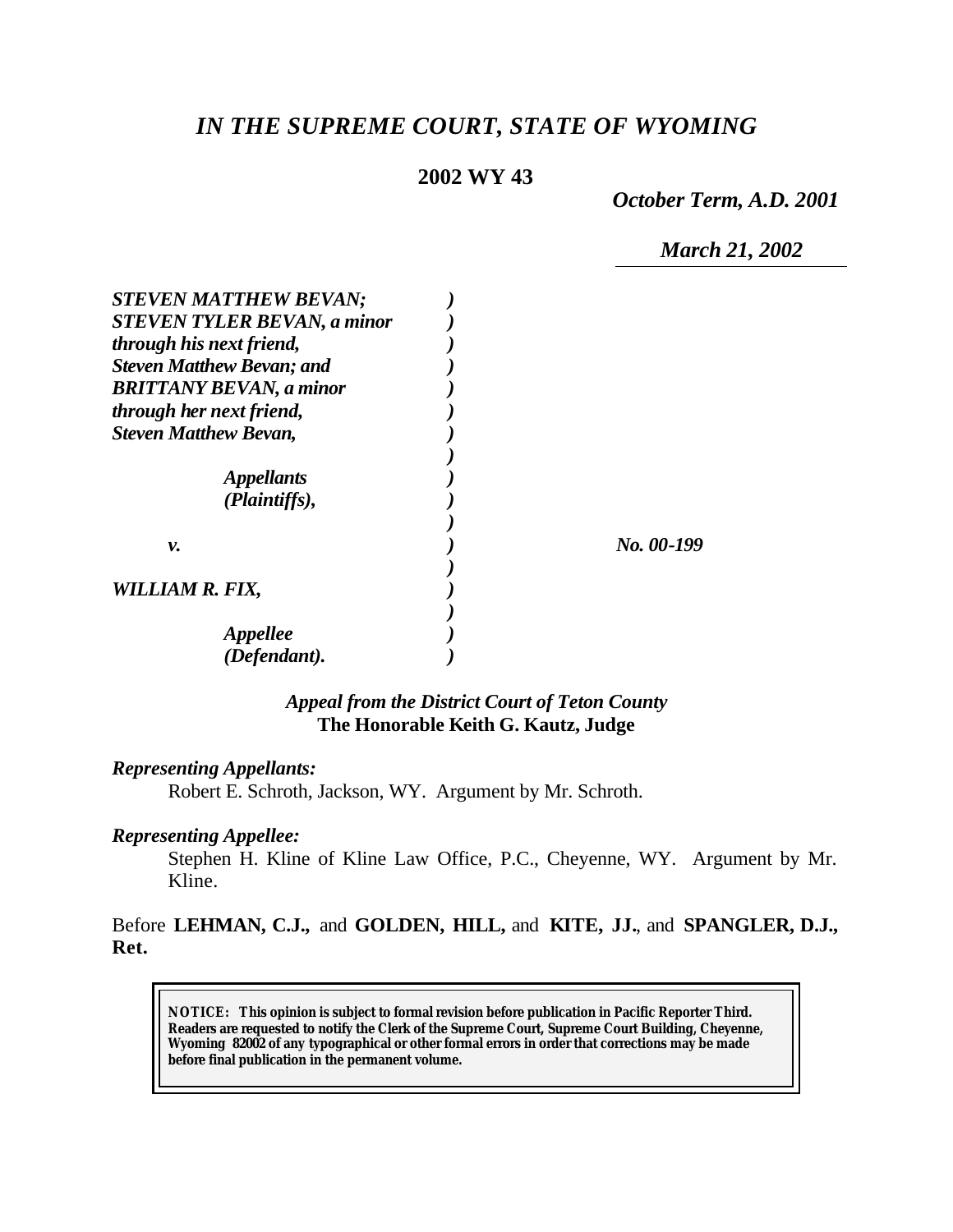# *IN THE SUPREME COURT, STATE OF WYOMING*

**2002 WY 43**

*October Term, A.D. 2001*

*March 21, 2002*

***STEVEN MATTHEW BEVAN; STEVEN TYLER BEVAN, a minor through his next friend, Steven Matthew Bevan; and BRITTANY BEVAN, a minor through her next friend, Steven Matthew Bevan,***

***Appellants (Plaintiffs),***

***v.***

***WILLIAM R. FIX,***

***Appellee (Defendant).***

*No. 00-199*

*Appeal from the District Court of Teton County*
**The Honorable Keith G. Kautz, Judge**

***Representing Appellants:***

Robert E. Schroth, Jackson, WY. Argument by Mr. Schroth.

***Representing Appellee:***

Stephen H. Kline of Kline Law Office, P.C., Cheyenne, WY. Argument by Mr. Kline.

Before **LEHMAN, C.J.,** and **GOLDEN, HILL,** and **KITE, JJ.**, and **SPANGLER, D.J., Ret.**

**NOTICE: This opinion is subject to formal revision before publication in Pacific Reporter Third. Readers are requested to notify the Clerk of the Supreme Court, Supreme Court Building, Cheyenne, Wyoming 82002 of any typographical or other formal errors in order that corrections may be made before final publication in the permanent volume.**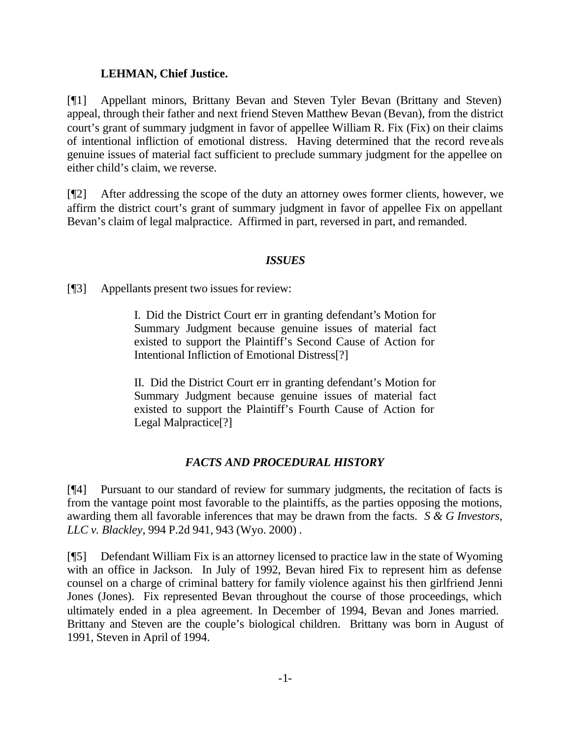**LEHMAN, Chief Justice.**

[¶1] Appellant minors, Brittany Bevan and Steven Tyler Bevan (Brittany and Steven) appeal, through their father and next friend Steven Matthew Bevan (Bevan), from the district court's grant of summary judgment in favor of appellee William R. Fix (Fix) on their claims of intentional infliction of emotional distress. Having determined that the record reveals genuine issues of material fact sufficient to preclude summary judgment for the appellee on either child's claim, we reverse.

[¶2] After addressing the scope of the duty an attorney owes former clients, however, we affirm the district court's grant of summary judgment in favor of appellee Fix on appellant Bevan's claim of legal malpractice. Affirmed in part, reversed in part, and remanded.

## *ISSUES*

[¶3] Appellants present two issues for review:

> I. Did the District Court err in granting defendant's Motion for Summary Judgment because genuine issues of material fact existed to support the Plaintiff's Second Cause of Action for Intentional Infliction of Emotional Distress[?]
>
> II. Did the District Court err in granting defendant's Motion for Summary Judgment because genuine issues of material fact existed to support the Plaintiff's Fourth Cause of Action for Legal Malpractice[?]

## *FACTS AND PROCEDURAL HISTORY*

[¶4] Pursuant to our standard of review for summary judgments, the recitation of facts is from the vantage point most favorable to the plaintiffs, as the parties opposing the motions, awarding them all favorable inferences that may be drawn from the facts. *S & G Investors, LLC v. Blackley,* 994 P.2d 941, 943 (Wyo. 2000) .

[¶5] Defendant William Fix is an attorney licensed to practice law in the state of Wyoming with an office in Jackson. In July of 1992, Bevan hired Fix to represent him as defense counsel on a charge of criminal battery for family violence against his then girlfriend Jenni Jones (Jones). Fix represented Bevan throughout the course of those proceedings, which ultimately ended in a plea agreement. In December of 1994, Bevan and Jones married. Brittany and Steven are the couple's biological children. Brittany was born in August of 1991, Steven in April of 1994.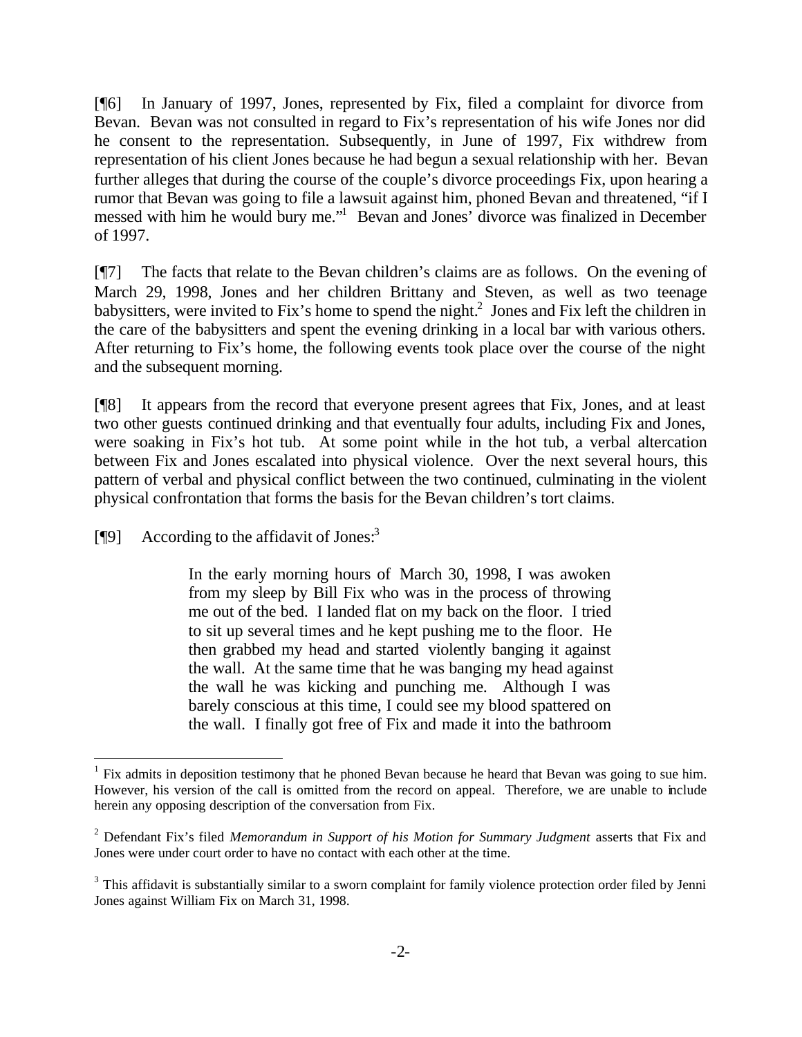[¶6] In January of 1997, Jones, represented by Fix, filed a complaint for divorce from Bevan. Bevan was not consulted in regard to Fix's representation of his wife Jones nor did he consent to the representation. Subsequently, in June of 1997, Fix withdrew from representation of his client Jones because he had begun a sexual relationship with her. Bevan further alleges that during the course of the couple's divorce proceedings Fix, upon hearing a rumor that Bevan was going to file a lawsuit against him, phoned Bevan and threatened, "if I messed with him he would bury me."[1] Bevan and Jones' divorce was finalized in December of 1997.

[¶7] The facts that relate to the Bevan children's claims are as follows. On the evening of March 29, 1998, Jones and her children Brittany and Steven, as well as two teenage babysitters, were invited to Fix's home to spend the night.[2] Jones and Fix left the children in the care of the babysitters and spent the evening drinking in a local bar with various others. After returning to Fix's home, the following events took place over the course of the night and the subsequent morning.

[¶8] It appears from the record that everyone present agrees that Fix, Jones, and at least two other guests continued drinking and that eventually four adults, including Fix and Jones, were soaking in Fix's hot tub. At some point while in the hot tub, a verbal altercation between Fix and Jones escalated into physical violence. Over the next several hours, this pattern of verbal and physical conflict between the two continued, culminating in the violent physical confrontation that forms the basis for the Bevan children's tort claims.

[¶9] According to the affidavit of Jones:[3]

> In the early morning hours of March 30, 1998, I was awoken from my sleep by Bill Fix who was in the process of throwing me out of the bed. I landed flat on my back on the floor. I tried to sit up several times and he kept pushing me to the floor. He then grabbed my head and started violently banging it against the wall. At the same time that he was banging my head against the wall he was kicking and punching me. Although I was barely conscious at this time, I could see my blood spattered on the wall. I finally got free of Fix and made it into the bathroom

---

[1] Fix admits in deposition testimony that he phoned Bevan because he heard that Bevan was going to sue him. However, his version of the call is omitted from the record on appeal. Therefore, we are unable to include herein any opposing description of the conversation from Fix.

[2] Defendant Fix's filed *Memorandum in Support of his Motion for Summary Judgment* asserts that Fix and Jones were under court order to have no contact with each other at the time.

[3] This affidavit is substantially similar to a sworn complaint for family violence protection order filed by Jenni Jones against William Fix on March 31, 1998.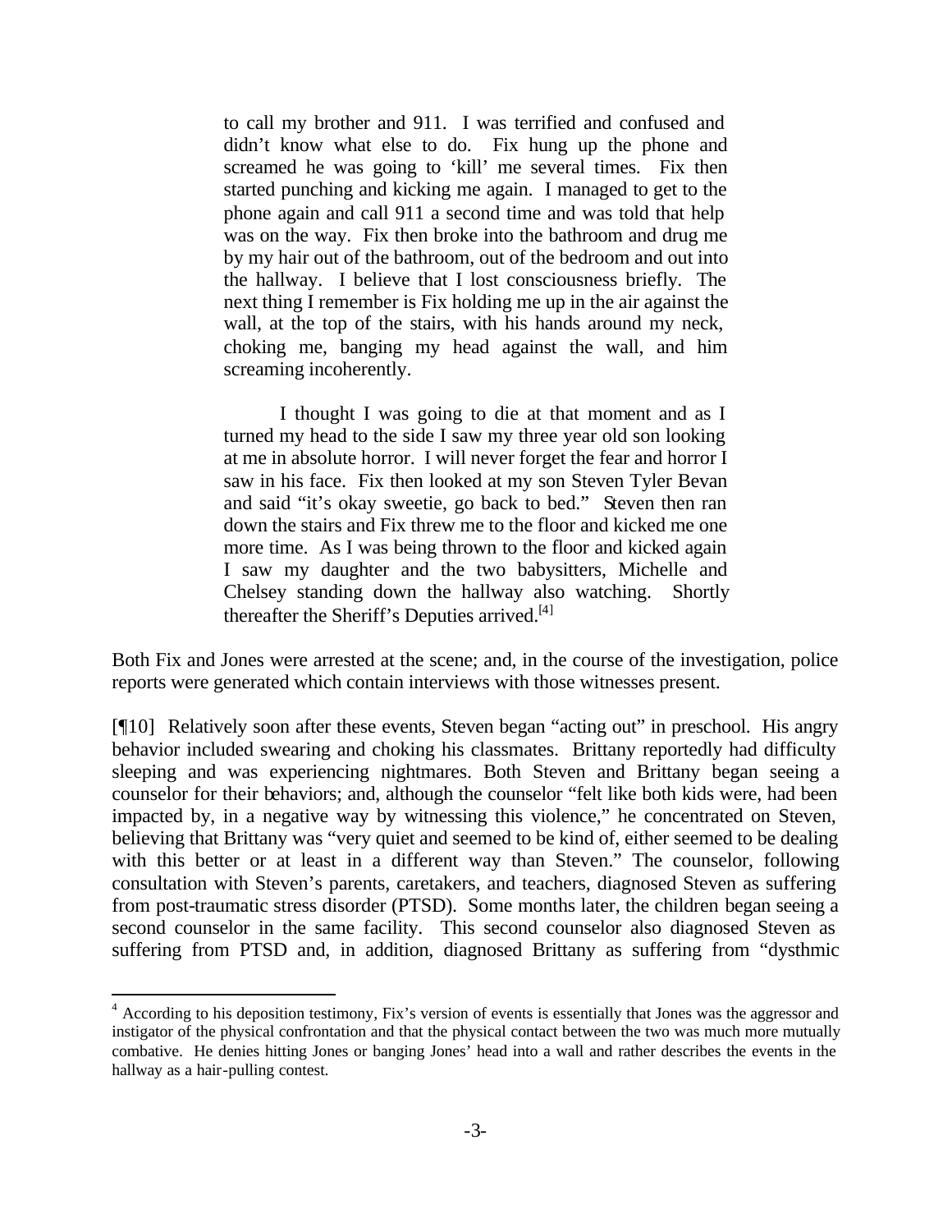> to call my brother and 911. I was terrified and confused and didn't know what else to do. Fix hung up the phone and screamed he was going to 'kill' me several times. Fix then started punching and kicking me again. I managed to get to the phone again and call 911 a second time and was told that help was on the way. Fix then broke into the bathroom and drug me by my hair out of the bathroom, out of the bedroom and out into the hallway. I believe that I lost consciousness briefly. The next thing I remember is Fix holding me up in the air against the wall, at the top of the stairs, with his hands around my neck, choking me, banging my head against the wall, and him screaming incoherently.
>
> I thought I was going to die at that moment and as I turned my head to the side I saw my three year old son looking at me in absolute horror. I will never forget the fear and horror I saw in his face. Fix then looked at my son Steven Tyler Bevan and said "it's okay sweetie, go back to bed." Steven then ran down the stairs and Fix threw me to the floor and kicked me one more time. As I was being thrown to the floor and kicked again I saw my daughter and the two babysitters, Michelle and Chelsey standing down the hallway also watching. Shortly thereafter the Sheriff's Deputies arrived.[4]

Both Fix and Jones were arrested at the scene; and, in the course of the investigation, police reports were generated which contain interviews with those witnesses present.

[¶10] Relatively soon after these events, Steven began "acting out" in preschool. His angry behavior included swearing and choking his classmates. Brittany reportedly had difficulty sleeping and was experiencing nightmares. Both Steven and Brittany began seeing a counselor for their behaviors; and, although the counselor "felt like both kids were, had been impacted by, in a negative way by witnessing this violence," he concentrated on Steven, believing that Brittany was "very quiet and seemed to be kind of, either seemed to be dealing with this better or at least in a different way than Steven." The counselor, following consultation with Steven's parents, caretakers, and teachers, diagnosed Steven as suffering from post-traumatic stress disorder (PTSD). Some months later, the children began seeing a second counselor in the same facility. This second counselor also diagnosed Steven as suffering from PTSD and, in addition, diagnosed Brittany as suffering from "dysthmic

---

[4] According to his deposition testimony, Fix's version of events is essentially that Jones was the aggressor and instigator of the physical confrontation and that the physical contact between the two was much more mutually combative. He denies hitting Jones or banging Jones' head into a wall and rather describes the events in the hallway as a hair-pulling contest.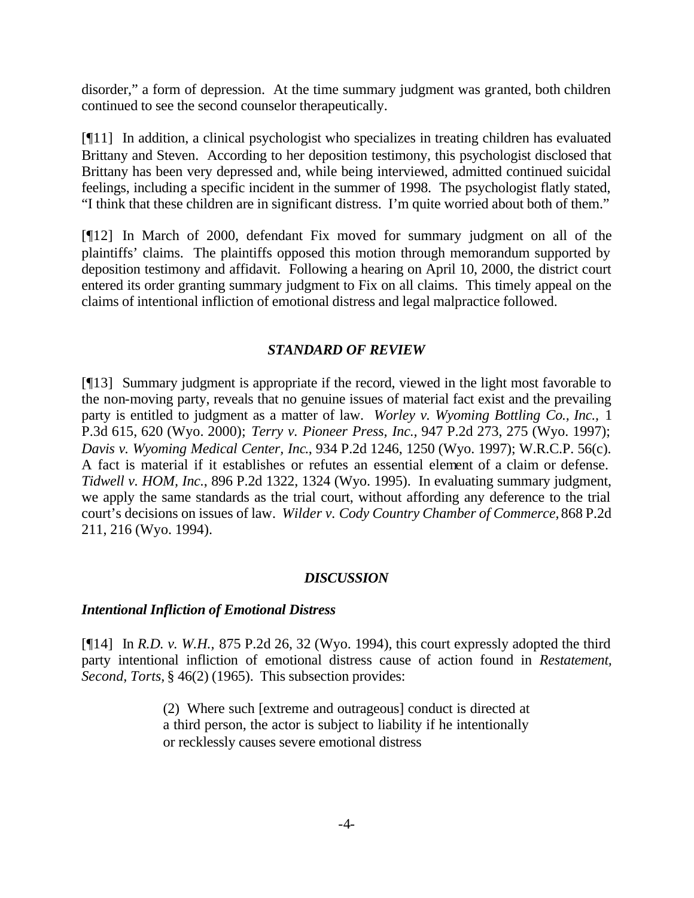disorder," a form of depression. At the time summary judgment was granted, both children continued to see the second counselor therapeutically.

[¶11] In addition, a clinical psychologist who specializes in treating children has evaluated Brittany and Steven. According to her deposition testimony, this psychologist disclosed that Brittany has been very depressed and, while being interviewed, admitted continued suicidal feelings, including a specific incident in the summer of 1998. The psychologist flatly stated, "I think that these children are in significant distress. I'm quite worried about both of them."

[¶12] In March of 2000, defendant Fix moved for summary judgment on all of the plaintiffs' claims. The plaintiffs opposed this motion through memorandum supported by deposition testimony and affidavit. Following a hearing on April 10, 2000, the district court entered its order granting summary judgment to Fix on all claims. This timely appeal on the claims of intentional infliction of emotional distress and legal malpractice followed.

## *STANDARD OF REVIEW*

[¶13] Summary judgment is appropriate if the record, viewed in the light most favorable to the non-moving party, reveals that no genuine issues of material fact exist and the prevailing party is entitled to judgment as a matter of law. *Worley v. Wyoming Bottling Co., Inc.*, 1 P.3d 615, 620 (Wyo. 2000); *Terry v. Pioneer Press, Inc.*, 947 P.2d 273, 275 (Wyo. 1997); *Davis v. Wyoming Medical Center, Inc.*, 934 P.2d 1246, 1250 (Wyo. 1997); W.R.C.P. 56(c). A fact is material if it establishes or refutes an essential element of a claim or defense. *Tidwell v. HOM, Inc.*, 896 P.2d 1322, 1324 (Wyo. 1995). In evaluating summary judgment, we apply the same standards as the trial court, without affording any deference to the trial court's decisions on issues of law. *Wilder v. Cody Country Chamber of Commerce*, 868 P.2d 211, 216 (Wyo. 1994).

## *DISCUSSION*

### *Intentional Infliction of Emotional Distress*

[¶14] In *R.D. v. W.H.*, 875 P.2d 26, 32 (Wyo. 1994), this court expressly adopted the third party intentional infliction of emotional distress cause of action found in *Restatement, Second, Torts,* § 46(2) (1965). This subsection provides:

> (2) Where such [extreme and outrageous] conduct is directed at a third person, the actor is subject to liability if he intentionally or recklessly causes severe emotional distress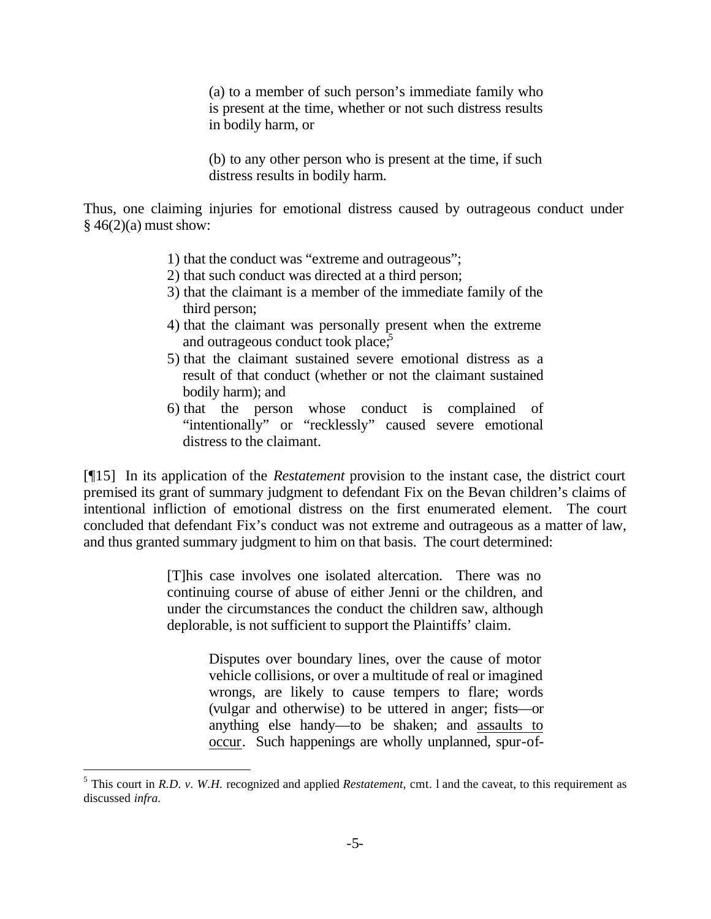> (a) to a member of such person's immediate family who is present at the time, whether or not such distress results in bodily harm, or
>
> (b) to any other person who is present at the time, if such distress results in bodily harm.

Thus, one claiming injuries for emotional distress caused by outrageous conduct under § 46(2)(a) must show:

> 1) that the conduct was "extreme and outrageous";
> 2) that such conduct was directed at a third person;
> 3) that the claimant is a member of the immediate family of the third person;
> 4) that the claimant was personally present when the extreme and outrageous conduct took place;[5]
> 5) that the claimant sustained severe emotional distress as a result of that conduct (whether or not the claimant sustained bodily harm); and
> 6) that the person whose conduct is complained of "intentionally" or "recklessly" caused severe emotional distress to the claimant.

[¶15] In its application of the *Restatement* provision to the instant case, the district court premised its grant of summary judgment to defendant Fix on the Bevan children's claims of intentional infliction of emotional distress on the first enumerated element. The court concluded that defendant Fix's conduct was not extreme and outrageous as a matter of law, and thus granted summary judgment to him on that basis. The court determined:

> [T]his case involves one isolated altercation. There was no continuing course of abuse of either Jenni or the children, and under the circumstances the conduct the children saw, although deplorable, is not sufficient to support the Plaintiffs' claim.
>
> > Disputes over boundary lines, over the cause of motor vehicle collisions, or over a multitude of real or imagined wrongs, are likely to cause tempers to flare; words (vulgar and otherwise) to be uttered in anger; fists—or anything else handy—to be shaken; and <u>assaults to occur</u>. Such happenings are wholly unplanned, spur-of-

---

[5] This court in *R.D. v. W.H.* recognized and applied *Restatement*, cmt. l and the caveat, to this requirement as discussed *infra.*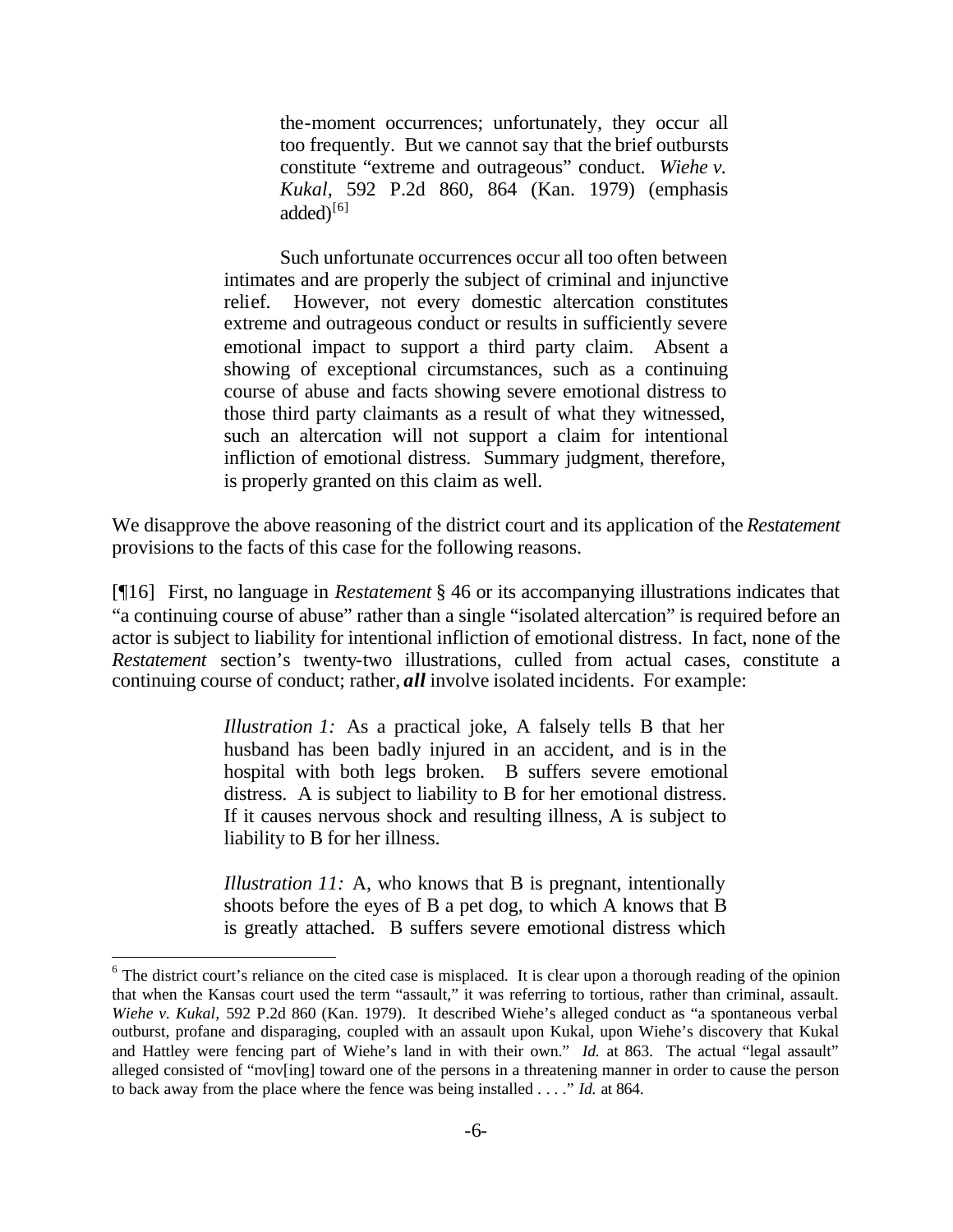> the-moment occurrences; unfortunately, they occur all too frequently. But we cannot say that the brief outbursts constitute "extreme and outrageous" conduct. *Wiehe v. Kukal,* 592 P.2d 860, 864 (Kan. 1979) (emphasis added)[6]
>
> Such unfortunate occurrences occur all too often between intimates and are properly the subject of criminal and injunctive relief. However, not every domestic altercation constitutes extreme and outrageous conduct or results in sufficiently severe emotional impact to support a third party claim. Absent a showing of exceptional circumstances, such as a continuing course of abuse and facts showing severe emotional distress to those third party claimants as a result of what they witnessed, such an altercation will not support a claim for intentional infliction of emotional distress. Summary judgment, therefore, is properly granted on this claim as well.

We disapprove the above reasoning of the district court and its application of the *Restatement* provisions to the facts of this case for the following reasons.

[¶16] First, no language in *Restatement* § 46 or its accompanying illustrations indicates that "a continuing course of abuse" rather than a single "isolated altercation" is required before an actor is subject to liability for intentional infliction of emotional distress. In fact, none of the *Restatement* section's twenty-two illustrations, culled from actual cases, constitute a continuing course of conduct; rather, ***all*** involve isolated incidents. For example:

> *Illustration 1:* As a practical joke, A falsely tells B that her husband has been badly injured in an accident, and is in the hospital with both legs broken. B suffers severe emotional distress. A is subject to liability to B for her emotional distress. If it causes nervous shock and resulting illness, A is subject to liability to B for her illness.
>
> *Illustration 11:* A, who knows that B is pregnant, intentionally shoots before the eyes of B a pet dog, to which A knows that B is greatly attached. B suffers severe emotional distress which

---

[6] The district court's reliance on the cited case is misplaced. It is clear upon a thorough reading of the opinion that when the Kansas court used the term "assault," it was referring to tortious, rather than criminal, assault. *Wiehe v. Kukal,* 592 P.2d 860 (Kan. 1979). It described Wiehe's alleged conduct as "a spontaneous verbal outburst, profane and disparaging, coupled with an assault upon Kukal, upon Wiehe's discovery that Kukal and Hattley were fencing part of Wiehe's land in with their own." *Id.* at 863. The actual "legal assault" alleged consisted of "mov[ing] toward one of the persons in a threatening manner in order to cause the person to back away from the place where the fence was being installed . . . ." *Id.* at 864.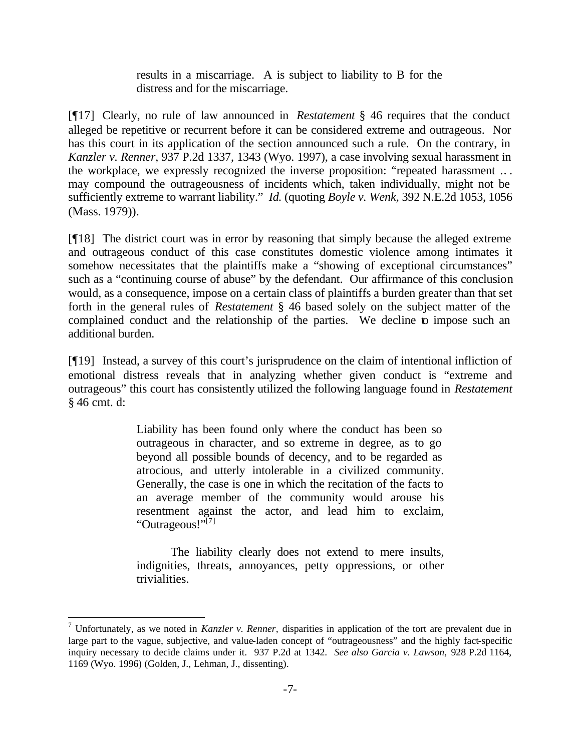> results in a miscarriage. A is subject to liability to B for the distress and for the miscarriage.

[¶17] Clearly, no rule of law announced in *Restatement* § 46 requires that the conduct alleged be repetitive or recurrent before it can be considered extreme and outrageous. Nor has this court in its application of the section announced such a rule. On the contrary, in *Kanzler v. Renner,* 937 P.2d 1337, 1343 (Wyo. 1997), a case involving sexual harassment in the workplace, we expressly recognized the inverse proposition: "repeated harassment … may compound the outrageousness of incidents which, taken individually, might not be sufficiently extreme to warrant liability." *Id.* (quoting *Boyle v. Wenk,* 392 N.E.2d 1053, 1056 (Mass. 1979)).

[¶18] The district court was in error by reasoning that simply because the alleged extreme and outrageous conduct of this case constitutes domestic violence among intimates it somehow necessitates that the plaintiffs make a "showing of exceptional circumstances" such as a "continuing course of abuse" by the defendant. Our affirmance of this conclusion would, as a consequence, impose on a certain class of plaintiffs a burden greater than that set forth in the general rules of *Restatement* § 46 based solely on the subject matter of the complained conduct and the relationship of the parties. We decline to impose such an additional burden.

[¶19] Instead, a survey of this court's jurisprudence on the claim of intentional infliction of emotional distress reveals that in analyzing whether given conduct is "extreme and outrageous" this court has consistently utilized the following language found in *Restatement* § 46 cmt. d:

> Liability has been found only where the conduct has been so outrageous in character, and so extreme in degree, as to go beyond all possible bounds of decency, and to be regarded as atrocious, and utterly intolerable in a civilized community. Generally, the case is one in which the recitation of the facts to an average member of the community would arouse his resentment against the actor, and lead him to exclaim, "Outrageous!"[7]
>
> The liability clearly does not extend to mere insults, indignities, threats, annoyances, petty oppressions, or other trivialities.

---

[7] Unfortunately, as we noted in *Kanzler v. Renner,* disparities in application of the tort are prevalent due in large part to the vague, subjective, and value-laden concept of "outrageousness" and the highly fact-specific inquiry necessary to decide claims under it. 937 P.2d at 1342. *See also Garcia v. Lawson,* 928 P.2d 1164, 1169 (Wyo. 1996) (Golden, J., Lehman, J., dissenting).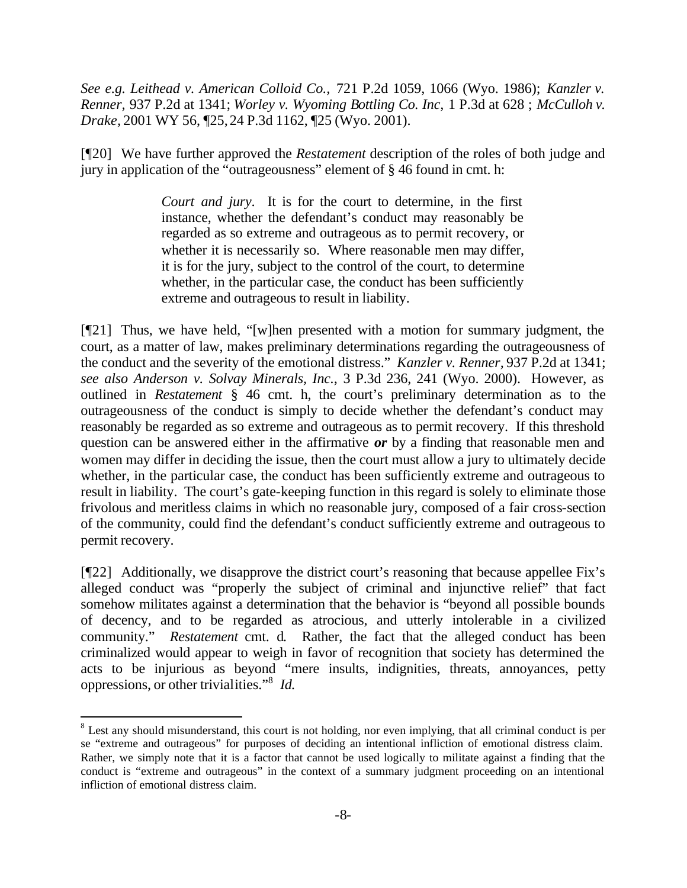*See e.g. Leithead v. American Colloid Co.,* 721 P.2d 1059, 1066 (Wyo. 1986); *Kanzler v. Renner,* 937 P.2d at 1341; *Worley v. Wyoming Bottling Co. Inc,* 1 P.3d at 628 ; *McCulloh v. Drake,* 2001 WY 56, ¶25, 24 P.3d 1162, ¶25 (Wyo. 2001).

[¶20] We have further approved the *Restatement* description of the roles of both judge and jury in application of the "outrageousness" element of § 46 found in cmt. h:

> *Court and jury.* It is for the court to determine, in the first instance, whether the defendant's conduct may reasonably be regarded as so extreme and outrageous as to permit recovery, or whether it is necessarily so. Where reasonable men may differ, it is for the jury, subject to the control of the court, to determine whether, in the particular case, the conduct has been sufficiently extreme and outrageous to result in liability.

[¶21] Thus, we have held, "[w]hen presented with a motion for summary judgment, the court, as a matter of law, makes preliminary determinations regarding the outrageousness of the conduct and the severity of the emotional distress." *Kanzler v. Renner,* 937 P.2d at 1341; *see also Anderson v. Solvay Minerals, Inc.*, 3 P.3d 236, 241 (Wyo. 2000). However, as outlined in *Restatement* § 46 cmt. h, the court's preliminary determination as to the outrageousness of the conduct is simply to decide whether the defendant's conduct may reasonably be regarded as so extreme and outrageous as to permit recovery. If this threshold question can be answered either in the affirmative ***or*** by a finding that reasonable men and women may differ in deciding the issue, then the court must allow a jury to ultimately decide whether, in the particular case, the conduct has been sufficiently extreme and outrageous to result in liability. The court's gate-keeping function in this regard is solely to eliminate those frivolous and meritless claims in which no reasonable jury, composed of a fair cross-section of the community, could find the defendant's conduct sufficiently extreme and outrageous to permit recovery.

[¶22] Additionally, we disapprove the district court's reasoning that because appellee Fix's alleged conduct was "properly the subject of criminal and injunctive relief" that fact somehow militates against a determination that the behavior is "beyond all possible bounds of decency, and to be regarded as atrocious, and utterly intolerable in a civilized community." *Restatement* cmt. d. Rather, the fact that the alleged conduct has been criminalized would appear to weigh in favor of recognition that society has determined the acts to be injurious as beyond "mere insults, indignities, threats, annoyances, petty oppressions, or other trivialities."[8] *Id.*

---

[8] Lest any should misunderstand, this court is not holding, nor even implying, that all criminal conduct is per se "extreme and outrageous" for purposes of deciding an intentional infliction of emotional distress claim. Rather, we simply note that it is a factor that cannot be used logically to militate against a finding that the conduct is "extreme and outrageous" in the context of a summary judgment proceeding on an intentional infliction of emotional distress claim.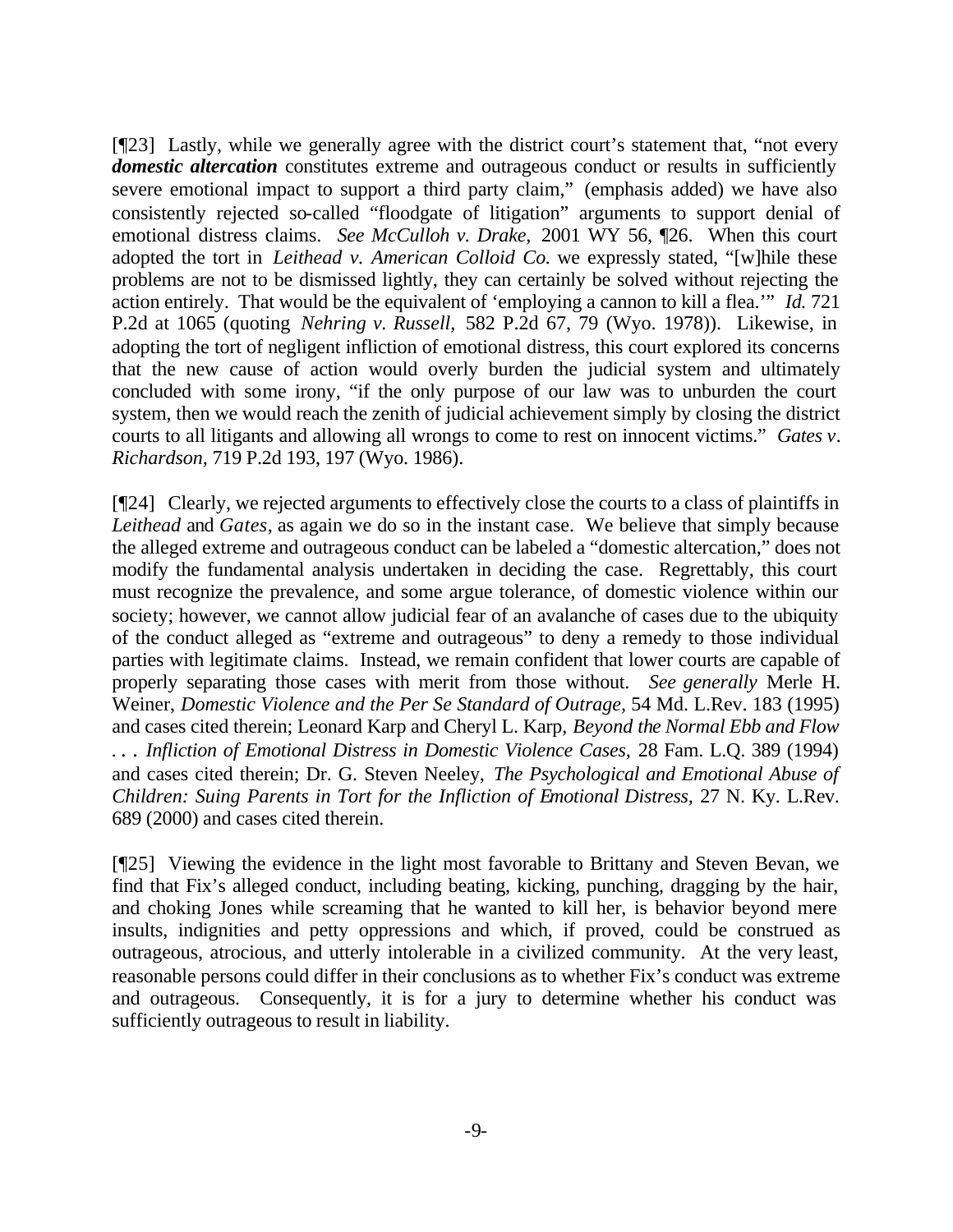[¶23] Lastly, while we generally agree with the district court's statement that, "not every ***domestic altercation*** constitutes extreme and outrageous conduct or results in sufficiently severe emotional impact to support a third party claim," (emphasis added) we have also consistently rejected so-called "floodgate of litigation" arguments to support denial of emotional distress claims. *See McCulloh v. Drake,* 2001 WY 56, ¶26. When this court adopted the tort in *Leithead v. American Colloid Co.* we expressly stated, "[w]hile these problems are not to be dismissed lightly, they can certainly be solved without rejecting the action entirely. That would be the equivalent of 'employing a cannon to kill a flea.'" *Id.* 721 P.2d at 1065 (quoting *Nehring v. Russell,* 582 P.2d 67, 79 (Wyo. 1978)). Likewise, in adopting the tort of negligent infliction of emotional distress, this court explored its concerns that the new cause of action would overly burden the judicial system and ultimately concluded with some irony, "if the only purpose of our law was to unburden the court system, then we would reach the zenith of judicial achievement simply by closing the district courts to all litigants and allowing all wrongs to come to rest on innocent victims." *Gates v. Richardson,* 719 P.2d 193, 197 (Wyo. 1986).

[¶24] Clearly, we rejected arguments to effectively close the courts to a class of plaintiffs in *Leithead* and *Gates*, as again we do so in the instant case. We believe that simply because the alleged extreme and outrageous conduct can be labeled a "domestic altercation," does not modify the fundamental analysis undertaken in deciding the case. Regrettably, this court must recognize the prevalence, and some argue tolerance, of domestic violence within our society; however, we cannot allow judicial fear of an avalanche of cases due to the ubiquity of the conduct alleged as "extreme and outrageous" to deny a remedy to those individual parties with legitimate claims. Instead, we remain confident that lower courts are capable of properly separating those cases with merit from those without. *See generally* Merle H. Weiner, *Domestic Violence and the Per Se Standard of Outrage,* 54 Md. L.Rev. 183 (1995) and cases cited therein; Leonard Karp and Cheryl L. Karp, *Beyond the Normal Ebb and Flow . . . Infliction of Emotional Distress in Domestic Violence Cases,* 28 Fam. L.Q. 389 (1994) and cases cited therein; Dr. G. Steven Neeley, *The Psychological and Emotional Abuse of Children: Suing Parents in Tort for the Infliction of Emotional Distress,* 27 N. Ky. L.Rev. 689 (2000) and cases cited therein.

[¶25] Viewing the evidence in the light most favorable to Brittany and Steven Bevan, we find that Fix's alleged conduct, including beating, kicking, punching, dragging by the hair, and choking Jones while screaming that he wanted to kill her, is behavior beyond mere insults, indignities and petty oppressions and which, if proved, could be construed as outrageous, atrocious, and utterly intolerable in a civilized community. At the very least, reasonable persons could differ in their conclusions as to whether Fix's conduct was extreme and outrageous. Consequently, it is for a jury to determine whether his conduct was sufficiently outrageous to result in liability.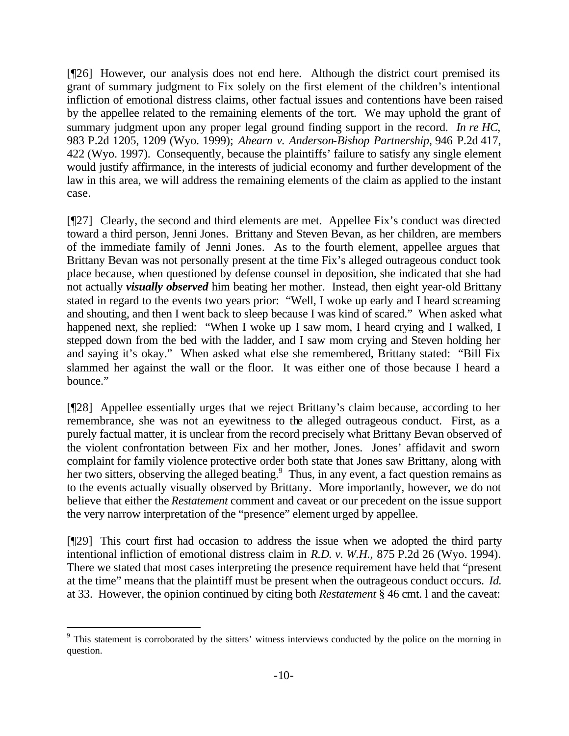[¶26] However, our analysis does not end here. Although the district court premised its grant of summary judgment to Fix solely on the first element of the children's intentional infliction of emotional distress claims, other factual issues and contentions have been raised by the appellee related to the remaining elements of the tort. We may uphold the grant of summary judgment upon any proper legal ground finding support in the record. *In re HC*, 983 P.2d 1205, 1209 (Wyo. 1999); *Ahearn v. Anderson-Bishop Partnership*, 946 P.2d 417, 422 (Wyo. 1997). Consequently, because the plaintiffs' failure to satisfy any single element would justify affirmance, in the interests of judicial economy and further development of the law in this area, we will address the remaining elements of the claim as applied to the instant case.

[¶27] Clearly, the second and third elements are met. Appellee Fix's conduct was directed toward a third person, Jenni Jones. Brittany and Steven Bevan, as her children, are members of the immediate family of Jenni Jones. As to the fourth element, appellee argues that Brittany Bevan was not personally present at the time Fix's alleged outrageous conduct took place because, when questioned by defense counsel in deposition, she indicated that she had not actually ***visually observed*** him beating her mother. Instead, then eight year-old Brittany stated in regard to the events two years prior: "Well, I woke up early and I heard screaming and shouting, and then I went back to sleep because I was kind of scared." When asked what happened next, she replied: "When I woke up I saw mom, I heard crying and I walked, I stepped down from the bed with the ladder, and I saw mom crying and Steven holding her and saying it's okay." When asked what else she remembered, Brittany stated: "Bill Fix slammed her against the wall or the floor. It was either one of those because I heard a bounce."

[¶28] Appellee essentially urges that we reject Brittany's claim because, according to her remembrance, she was not an eyewitness to the alleged outrageous conduct. First, as a purely factual matter, it is unclear from the record precisely what Brittany Bevan observed of the violent confrontation between Fix and her mother, Jones. Jones' affidavit and sworn complaint for family violence protective order both state that Jones saw Brittany, along with her two sitters, observing the alleged beating.[9] Thus, in any event, a fact question remains as to the events actually visually observed by Brittany. More importantly, however, we do not believe that either the *Restatement* comment and caveat or our precedent on the issue support the very narrow interpretation of the "presence" element urged by appellee.

[¶29] This court first had occasion to address the issue when we adopted the third party intentional infliction of emotional distress claim in *R.D. v. W.H.*, 875 P.2d 26 (Wyo. 1994). There we stated that most cases interpreting the presence requirement have held that "present at the time" means that the plaintiff must be present when the outrageous conduct occurs. *Id.* at 33. However, the opinion continued by citing both *Restatement* § 46 cmt. l and the caveat:

---

[9] This statement is corroborated by the sitters' witness interviews conducted by the police on the morning in question.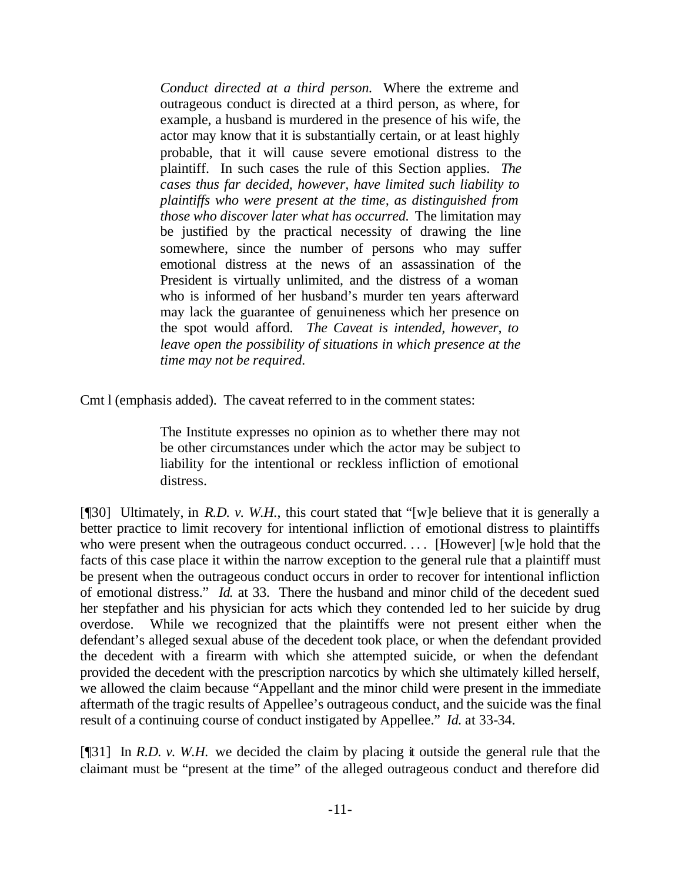> *Conduct directed at a third person.* Where the extreme and outrageous conduct is directed at a third person, as where, for example, a husband is murdered in the presence of his wife, the actor may know that it is substantially certain, or at least highly probable, that it will cause severe emotional distress to the plaintiff. In such cases the rule of this Section applies. *The cases thus far decided, however, have limited such liability to plaintiffs who were present at the time, as distinguished from those who discover later what has occurred.* The limitation may be justified by the practical necessity of drawing the line somewhere, since the number of persons who may suffer emotional distress at the news of an assassination of the President is virtually unlimited, and the distress of a woman who is informed of her husband's murder ten years afterward may lack the guarantee of genuineness which her presence on the spot would afford. *The Caveat is intended, however, to leave open the possibility of situations in which presence at the time may not be required.*

Cmt l (emphasis added). The caveat referred to in the comment states:

> The Institute expresses no opinion as to whether there may not be other circumstances under which the actor may be subject to liability for the intentional or reckless infliction of emotional distress.

[¶30] Ultimately, in *R.D. v. W.H.*, this court stated that "[w]e believe that it is generally a better practice to limit recovery for intentional infliction of emotional distress to plaintiffs who were present when the outrageous conduct occurred. . . . [However] [w]e hold that the facts of this case place it within the narrow exception to the general rule that a plaintiff must be present when the outrageous conduct occurs in order to recover for intentional infliction of emotional distress." *Id.* at 33. There the husband and minor child of the decedent sued her stepfather and his physician for acts which they contended led to her suicide by drug overdose. While we recognized that the plaintiffs were not present either when the defendant's alleged sexual abuse of the decedent took place, or when the defendant provided the decedent with a firearm with which she attempted suicide, or when the defendant provided the decedent with the prescription narcotics by which she ultimately killed herself, we allowed the claim because "Appellant and the minor child were present in the immediate aftermath of the tragic results of Appellee's outrageous conduct, and the suicide was the final result of a continuing course of conduct instigated by Appellee." *Id.* at 33-34.

[¶31] In *R.D. v. W.H.* we decided the claim by placing it outside the general rule that the claimant must be "present at the time" of the alleged outrageous conduct and therefore did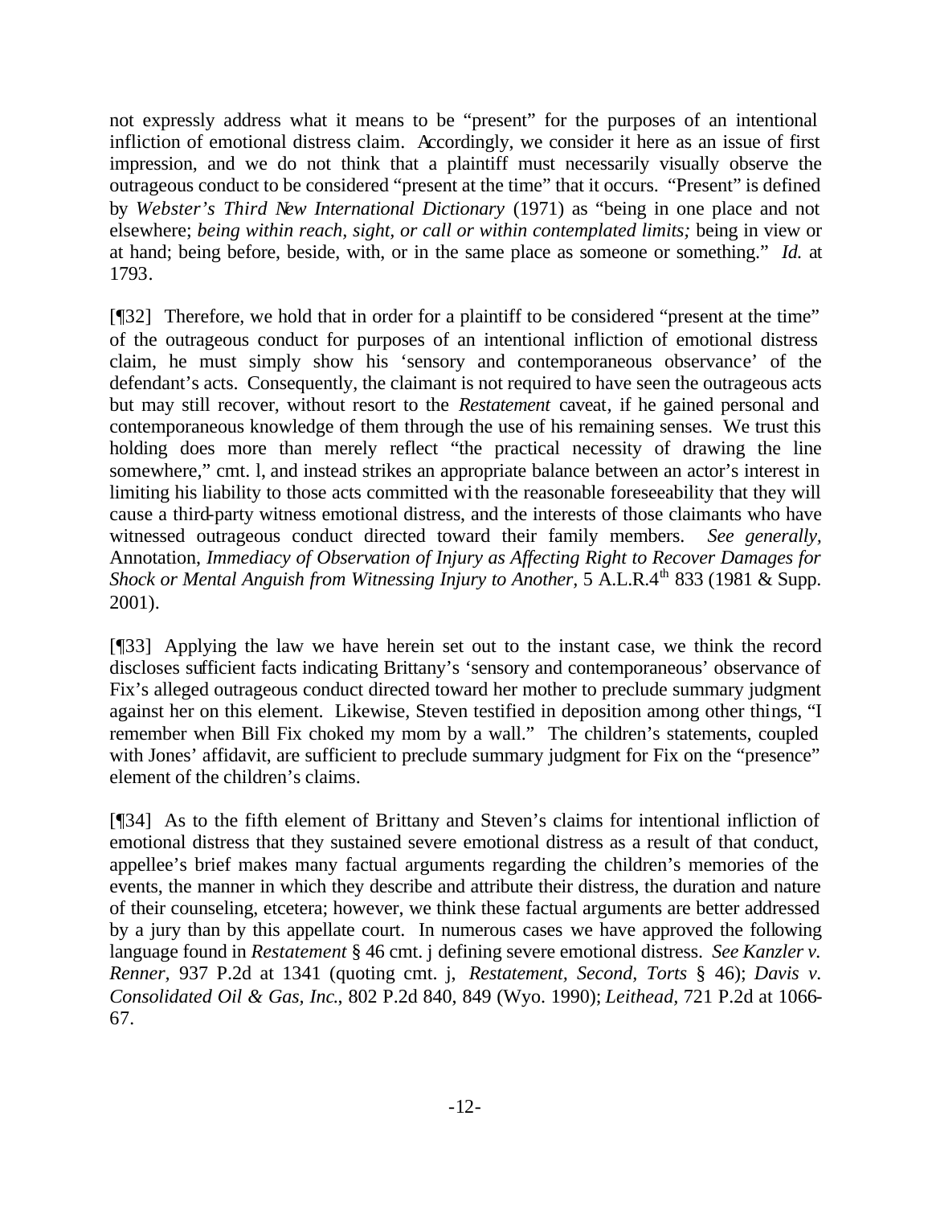not expressly address what it means to be "present" for the purposes of an intentional infliction of emotional distress claim. Accordingly, we consider it here as an issue of first impression, and we do not think that a plaintiff must necessarily visually observe the outrageous conduct to be considered "present at the time" that it occurs. "Present" is defined by *Webster's Third New International Dictionary* (1971) as "being in one place and not elsewhere; *being within reach, sight, or call or within contemplated limits;* being in view or at hand; being before, beside, with, or in the same place as someone or something." *Id.* at 1793.

[¶32] Therefore, we hold that in order for a plaintiff to be considered "present at the time" of the outrageous conduct for purposes of an intentional infliction of emotional distress claim, he must simply show his 'sensory and contemporaneous observance' of the defendant's acts. Consequently, the claimant is not required to have seen the outrageous acts but may still recover, without resort to the *Restatement* caveat, if he gained personal and contemporaneous knowledge of them through the use of his remaining senses. We trust this holding does more than merely reflect "the practical necessity of drawing the line somewhere," cmt. l, and instead strikes an appropriate balance between an actor's interest in limiting his liability to those acts committed with the reasonable foreseeability that they will cause a third-party witness emotional distress, and the interests of those claimants who have witnessed outrageous conduct directed toward their family members. *See generally*, Annotation, *Immediacy of Observation of Injury as Affecting Right to Recover Damages for Shock or Mental Anguish from Witnessing Injury to Another,* 5 A.L.R.4th 833 (1981 & Supp. 2001).

[¶33] Applying the law we have herein set out to the instant case, we think the record discloses sufficient facts indicating Brittany's 'sensory and contemporaneous' observance of Fix's alleged outrageous conduct directed toward her mother to preclude summary judgment against her on this element. Likewise, Steven testified in deposition among other things, "I remember when Bill Fix choked my mom by a wall." The children's statements, coupled with Jones' affidavit, are sufficient to preclude summary judgment for Fix on the "presence" element of the children's claims.

[¶34] As to the fifth element of Brittany and Steven's claims for intentional infliction of emotional distress that they sustained severe emotional distress as a result of that conduct, appellee's brief makes many factual arguments regarding the children's memories of the events, the manner in which they describe and attribute their distress, the duration and nature of their counseling, etcetera; however, we think these factual arguments are better addressed by a jury than by this appellate court. In numerous cases we have approved the following language found in *Restatement* § 46 cmt. j defining severe emotional distress. *See Kanzler v. Renner*, 937 P.2d at 1341 (quoting cmt. j, *Restatement, Second, Torts* § 46); *Davis v. Consolidated Oil & Gas, Inc.*, 802 P.2d 840, 849 (Wyo. 1990); *Leithead*, 721 P.2d at 1066-67.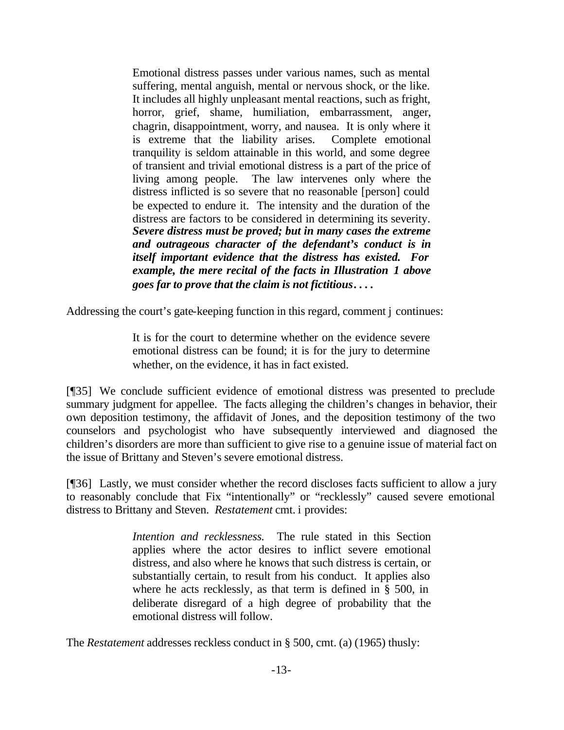> Emotional distress passes under various names, such as mental suffering, mental anguish, mental or nervous shock, or the like. It includes all highly unpleasant mental reactions, such as fright, horror, grief, shame, humiliation, embarrassment, anger, chagrin, disappointment, worry, and nausea. It is only where it is extreme that the liability arises. Complete emotional tranquility is seldom attainable in this world, and some degree of transient and trivial emotional distress is a part of the price of living among people. The law intervenes only where the distress inflicted is so severe that no reasonable [person] could be expected to endure it. The intensity and the duration of the distress are factors to be considered in determining its severity. ***Severe distress must be proved; but in many cases the extreme and outrageous character of the defendant's conduct is in itself important evidence that the distress has existed. For example, the mere recital of the facts in Illustration 1 above goes far to prove that the claim is not fictitious. . . .***

Addressing the court's gate-keeping function in this regard, comment j continues:

> It is for the court to determine whether on the evidence severe emotional distress can be found; it is for the jury to determine whether, on the evidence, it has in fact existed.

[¶35] We conclude sufficient evidence of emotional distress was presented to preclude summary judgment for appellee. The facts alleging the children's changes in behavior, their own deposition testimony, the affidavit of Jones, and the deposition testimony of the two counselors and psychologist who have subsequently interviewed and diagnosed the children's disorders are more than sufficient to give rise to a genuine issue of material fact on the issue of Brittany and Steven's severe emotional distress.

[¶36] Lastly, we must consider whether the record discloses facts sufficient to allow a jury to reasonably conclude that Fix "intentionally" or "recklessly" caused severe emotional distress to Brittany and Steven. *Restatement* cmt. i provides:

> *Intention and recklessness.* The rule stated in this Section applies where the actor desires to inflict severe emotional distress, and also where he knows that such distress is certain, or substantially certain, to result from his conduct. It applies also where he acts recklessly, as that term is defined in § 500, in deliberate disregard of a high degree of probability that the emotional distress will follow.

The *Restatement* addresses reckless conduct in § 500, cmt. (a) (1965) thusly: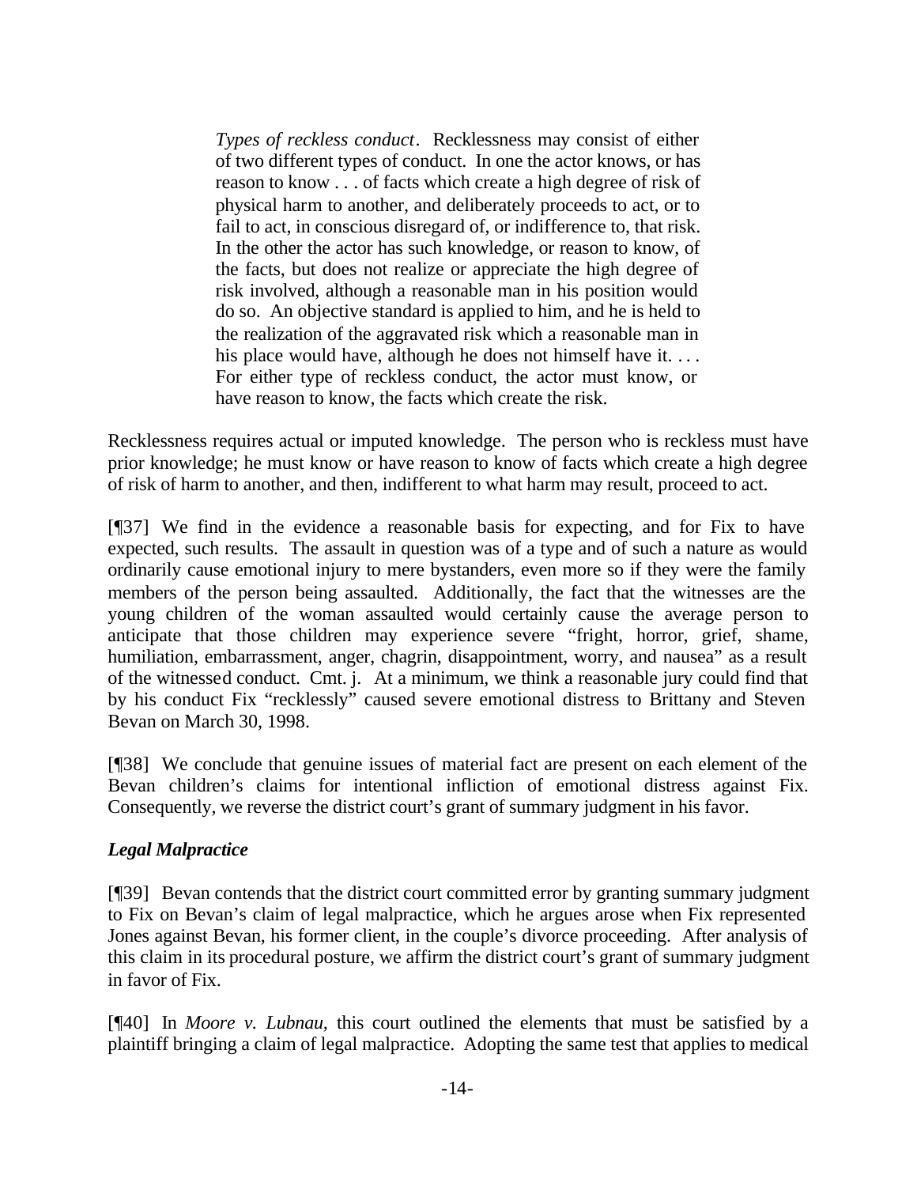> *Types of reckless conduct*. Recklessness may consist of either of two different types of conduct. In one the actor knows, or has reason to know . . . of facts which create a high degree of risk of physical harm to another, and deliberately proceeds to act, or to fail to act, in conscious disregard of, or indifference to, that risk. In the other the actor has such knowledge, or reason to know, of the facts, but does not realize or appreciate the high degree of risk involved, although a reasonable man in his position would do so. An objective standard is applied to him, and he is held to the realization of the aggravated risk which a reasonable man in his place would have, although he does not himself have it. . . . For either type of reckless conduct, the actor must know, or have reason to know, the facts which create the risk.

Recklessness requires actual or imputed knowledge. The person who is reckless must have prior knowledge; he must know or have reason to know of facts which create a high degree of risk of harm to another, and then, indifferent to what harm may result, proceed to act.

[¶37] We find in the evidence a reasonable basis for expecting, and for Fix to have expected, such results. The assault in question was of a type and of such a nature as would ordinarily cause emotional injury to mere bystanders, even more so if they were the family members of the person being assaulted. Additionally, the fact that the witnesses are the young children of the woman assaulted would certainly cause the average person to anticipate that those children may experience severe "fright, horror, grief, shame, humiliation, embarrassment, anger, chagrin, disappointment, worry, and nausea" as a result of the witnessed conduct. Cmt. j. At a minimum, we think a reasonable jury could find that by his conduct Fix "recklessly" caused severe emotional distress to Brittany and Steven Bevan on March 30, 1998.

[¶38] We conclude that genuine issues of material fact are present on each element of the Bevan children's claims for intentional infliction of emotional distress against Fix. Consequently, we reverse the district court's grant of summary judgment in his favor.

### *Legal Malpractice*

[¶39] Bevan contends that the district court committed error by granting summary judgment to Fix on Bevan's claim of legal malpractice, which he argues arose when Fix represented Jones against Bevan, his former client, in the couple's divorce proceeding. After analysis of this claim in its procedural posture, we affirm the district court's grant of summary judgment in favor of Fix.

[¶40] In *Moore v. Lubnau*, this court outlined the elements that must be satisfied by a plaintiff bringing a claim of legal malpractice. Adopting the same test that applies to medical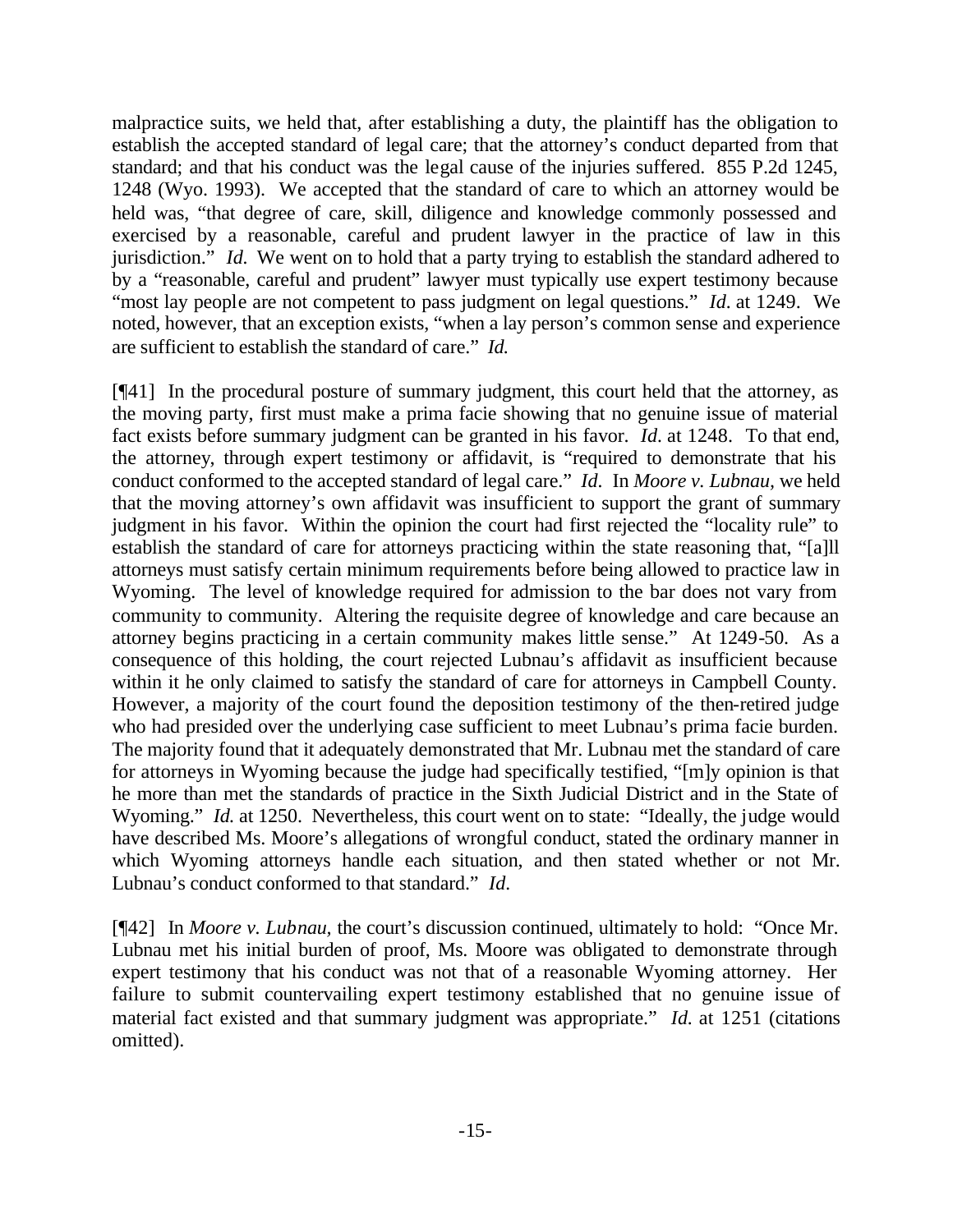malpractice suits, we held that, after establishing a duty, the plaintiff has the obligation to establish the accepted standard of legal care; that the attorney's conduct departed from that standard; and that his conduct was the legal cause of the injuries suffered. 855 P.2d 1245, 1248 (Wyo. 1993). We accepted that the standard of care to which an attorney would be held was, "that degree of care, skill, diligence and knowledge commonly possessed and exercised by a reasonable, careful and prudent lawyer in the practice of law in this jurisdiction." *Id.* We went on to hold that a party trying to establish the standard adhered to by a "reasonable, careful and prudent" lawyer must typically use expert testimony because "most lay people are not competent to pass judgment on legal questions." *Id.* at 1249. We noted, however, that an exception exists, "when a lay person's common sense and experience are sufficient to establish the standard of care." *Id.*

[¶41] In the procedural posture of summary judgment, this court held that the attorney, as the moving party, first must make a prima facie showing that no genuine issue of material fact exists before summary judgment can be granted in his favor. *Id.* at 1248. To that end, the attorney, through expert testimony or affidavit, is "required to demonstrate that his conduct conformed to the accepted standard of legal care." *Id.* In *Moore v. Lubnau,* we held that the moving attorney's own affidavit was insufficient to support the grant of summary judgment in his favor. Within the opinion the court had first rejected the "locality rule" to establish the standard of care for attorneys practicing within the state reasoning that, "[a]ll attorneys must satisfy certain minimum requirements before being allowed to practice law in Wyoming. The level of knowledge required for admission to the bar does not vary from community to community. Altering the requisite degree of knowledge and care because an attorney begins practicing in a certain community makes little sense." At 1249-50. As a consequence of this holding, the court rejected Lubnau's affidavit as insufficient because within it he only claimed to satisfy the standard of care for attorneys in Campbell County. However, a majority of the court found the deposition testimony of the then-retired judge who had presided over the underlying case sufficient to meet Lubnau's prima facie burden. The majority found that it adequately demonstrated that Mr. Lubnau met the standard of care for attorneys in Wyoming because the judge had specifically testified, "[m]y opinion is that he more than met the standards of practice in the Sixth Judicial District and in the State of Wyoming." *Id.* at 1250. Nevertheless, this court went on to state: "Ideally, the judge would have described Ms. Moore's allegations of wrongful conduct, stated the ordinary manner in which Wyoming attorneys handle each situation, and then stated whether or not Mr. Lubnau's conduct conformed to that standard." *Id.*

[¶42] In *Moore v. Lubnau,* the court's discussion continued, ultimately to hold: "Once Mr. Lubnau met his initial burden of proof, Ms. Moore was obligated to demonstrate through expert testimony that his conduct was not that of a reasonable Wyoming attorney. Her failure to submit countervailing expert testimony established that no genuine issue of material fact existed and that summary judgment was appropriate." *Id.* at 1251 (citations omitted).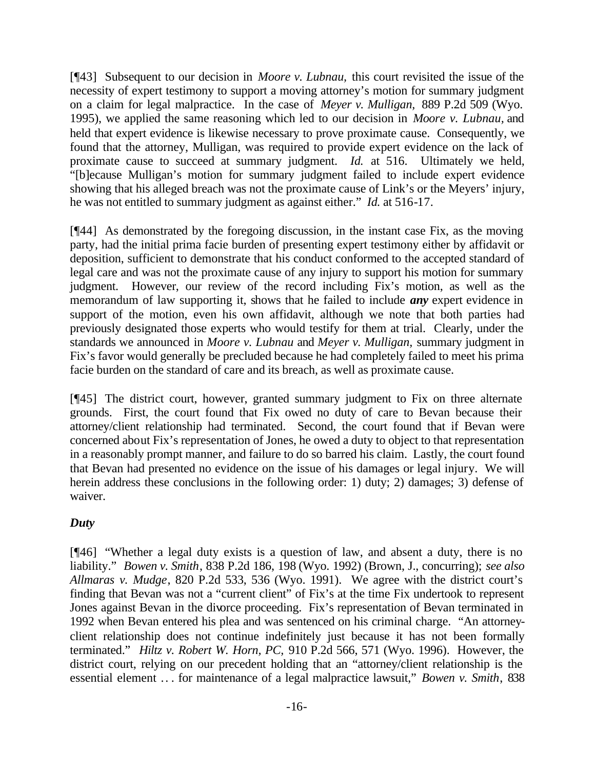[¶43] Subsequent to our decision in *Moore v. Lubnau*, this court revisited the issue of the necessity of expert testimony to support a moving attorney's motion for summary judgment on a claim for legal malpractice. In the case of *Meyer v. Mulligan*, 889 P.2d 509 (Wyo. 1995), we applied the same reasoning which led to our decision in *Moore v. Lubnau*, and held that expert evidence is likewise necessary to prove proximate cause. Consequently, we found that the attorney, Mulligan, was required to provide expert evidence on the lack of proximate cause to succeed at summary judgment. *Id.* at 516. Ultimately we held, "[b]ecause Mulligan's motion for summary judgment failed to include expert evidence showing that his alleged breach was not the proximate cause of Link's or the Meyers' injury, he was not entitled to summary judgment as against either." *Id.* at 516-17.

[¶44] As demonstrated by the foregoing discussion, in the instant case Fix, as the moving party, had the initial prima facie burden of presenting expert testimony either by affidavit or deposition, sufficient to demonstrate that his conduct conformed to the accepted standard of legal care and was not the proximate cause of any injury to support his motion for summary judgment. However, our review of the record including Fix's motion, as well as the memorandum of law supporting it, shows that he failed to include ***any*** expert evidence in support of the motion, even his own affidavit, although we note that both parties had previously designated those experts who would testify for them at trial. Clearly, under the standards we announced in *Moore v. Lubnau* and *Meyer v. Mulligan*, summary judgment in Fix's favor would generally be precluded because he had completely failed to meet his prima facie burden on the standard of care and its breach, as well as proximate cause.

[¶45] The district court, however, granted summary judgment to Fix on three alternate grounds. First, the court found that Fix owed no duty of care to Bevan because their attorney/client relationship had terminated. Second, the court found that if Bevan were concerned about Fix's representation of Jones, he owed a duty to object to that representation in a reasonably prompt manner, and failure to do so barred his claim. Lastly, the court found that Bevan had presented no evidence on the issue of his damages or legal injury. We will herein address these conclusions in the following order: 1) duty; 2) damages; 3) defense of waiver.

***Duty***

[¶46] "Whether a legal duty exists is a question of law, and absent a duty, there is no liability." *Bowen v. Smith*, 838 P.2d 186, 198 (Wyo. 1992) (Brown, J., concurring); *see also Allmaras v. Mudge*, 820 P.2d 533, 536 (Wyo. 1991). We agree with the district court's finding that Bevan was not a "current client" of Fix's at the time Fix undertook to represent Jones against Bevan in the divorce proceeding. Fix's representation of Bevan terminated in 1992 when Bevan entered his plea and was sentenced on his criminal charge. "An attorney-client relationship does not continue indefinitely just because it has not been formally terminated." *Hiltz v. Robert W. Horn, PC*, 910 P.2d 566, 571 (Wyo. 1996). However, the district court, relying on our precedent holding that an "attorney/client relationship is the essential element … for maintenance of a legal malpractice lawsuit," *Bowen v. Smith*, 838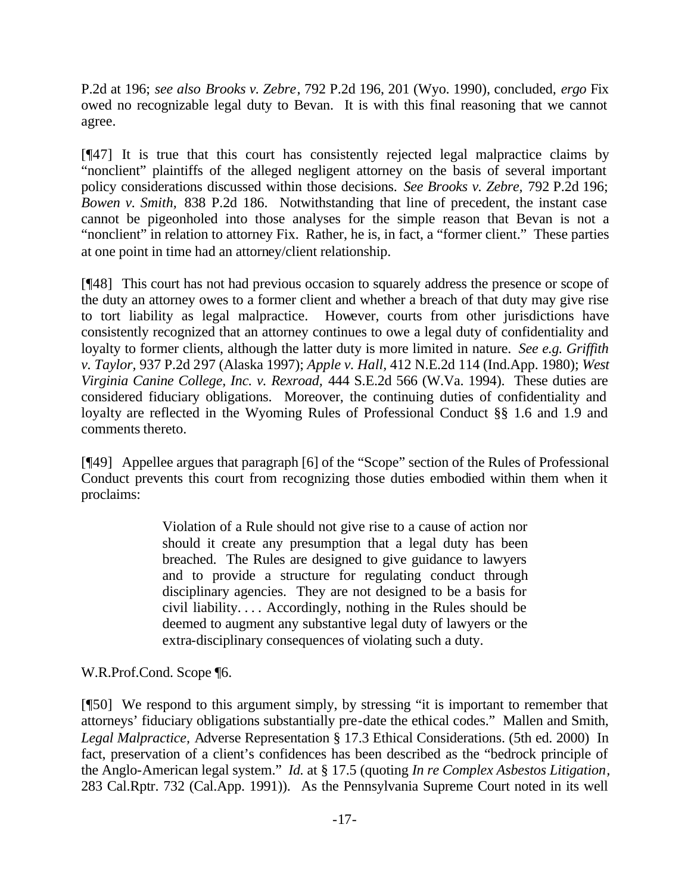P.2d at 196; *see also Brooks v. Zebre*, 792 P.2d 196, 201 (Wyo. 1990), concluded, *ergo* Fix owed no recognizable legal duty to Bevan. It is with this final reasoning that we cannot agree.

[¶47] It is true that this court has consistently rejected legal malpractice claims by "nonclient" plaintiffs of the alleged negligent attorney on the basis of several important policy considerations discussed within those decisions. *See Brooks v. Zebre,* 792 P.2d 196; *Bowen v. Smith,* 838 P.2d 186. Notwithstanding that line of precedent, the instant case cannot be pigeonholed into those analyses for the simple reason that Bevan is not a "nonclient" in relation to attorney Fix. Rather, he is, in fact, a "former client." These parties at one point in time had an attorney/client relationship.

[¶48] This court has not had previous occasion to squarely address the presence or scope of the duty an attorney owes to a former client and whether a breach of that duty may give rise to tort liability as legal malpractice. However, courts from other jurisdictions have consistently recognized that an attorney continues to owe a legal duty of confidentiality and loyalty to former clients, although the latter duty is more limited in nature. *See e.g. Griffith v. Taylor,* 937 P.2d 297 (Alaska 1997); *Apple v. Hall,* 412 N.E.2d 114 (Ind.App. 1980); *West Virginia Canine College, Inc. v. Rexroad,* 444 S.E.2d 566 (W.Va. 1994). These duties are considered fiduciary obligations. Moreover, the continuing duties of confidentiality and loyalty are reflected in the Wyoming Rules of Professional Conduct §§ 1.6 and 1.9 and comments thereto.

[¶49] Appellee argues that paragraph [6] of the "Scope" section of the Rules of Professional Conduct prevents this court from recognizing those duties embodied within them when it proclaims:

> Violation of a Rule should not give rise to a cause of action nor should it create any presumption that a legal duty has been breached. The Rules are designed to give guidance to lawyers and to provide a structure for regulating conduct through disciplinary agencies. They are not designed to be a basis for civil liability. . . . Accordingly, nothing in the Rules should be deemed to augment any substantive legal duty of lawyers or the extra-disciplinary consequences of violating such a duty.

W.R.Prof.Cond. Scope ¶6.

[¶50] We respond to this argument simply, by stressing "it is important to remember that attorneys' fiduciary obligations substantially pre-date the ethical codes." Mallen and Smith, *Legal Malpractice*, Adverse Representation § 17.3 Ethical Considerations. (5th ed. 2000) In fact, preservation of a client's confidences has been described as the "bedrock principle of the Anglo-American legal system." *Id.* at § 17.5 (quoting *In re Complex Asbestos Litigation*, 283 Cal.Rptr. 732 (Cal.App. 1991)). As the Pennsylvania Supreme Court noted in its well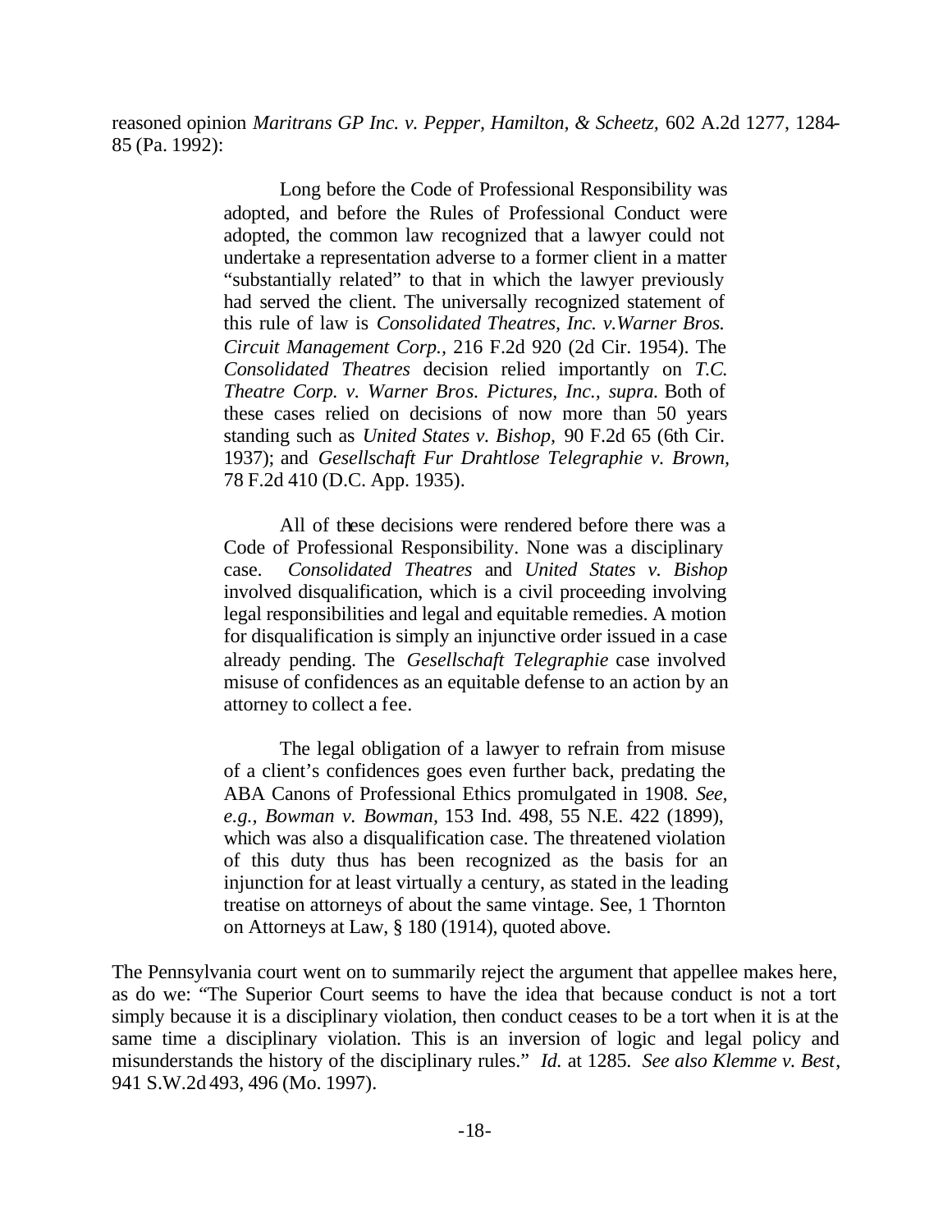reasoned opinion *Maritrans GP Inc. v. Pepper, Hamilton, & Scheetz,* 602 A.2d 1277, 1284-85 (Pa. 1992):

> Long before the Code of Professional Responsibility was adopted, and before the Rules of Professional Conduct were adopted, the common law recognized that a lawyer could not undertake a representation adverse to a former client in a matter "substantially related" to that in which the lawyer previously had served the client. The universally recognized statement of this rule of law is *Consolidated Theatres, Inc. v.Warner Bros. Circuit Management Corp.,* 216 F.2d 920 (2d Cir. 1954). The *Consolidated Theatres* decision relied importantly on *T.C. Theatre Corp. v. Warner Bros. Pictures, Inc., supra.* Both of these cases relied on decisions of now more than 50 years standing such as *United States v. Bishop,* 90 F.2d 65 (6th Cir. 1937); and *Gesellschaft Fur Drahtlose Telegraphie v. Brown,* 78 F.2d 410 (D.C. App. 1935).
>
> All of these decisions were rendered before there was a Code of Professional Responsibility. None was a disciplinary case. *Consolidated Theatres* and *United States v. Bishop* involved disqualification, which is a civil proceeding involving legal responsibilities and legal and equitable remedies. A motion for disqualification is simply an injunctive order issued in a case already pending. The *Gesellschaft Telegraphie* case involved misuse of confidences as an equitable defense to an action by an attorney to collect a fee.
>
> The legal obligation of a lawyer to refrain from misuse of a client's confidences goes even further back, predating the ABA Canons of Professional Ethics promulgated in 1908. *See, e.g., Bowman v. Bowman,* 153 Ind. 498, 55 N.E. 422 (1899), which was also a disqualification case. The threatened violation of this duty thus has been recognized as the basis for an injunction for at least virtually a century, as stated in the leading treatise on attorneys of about the same vintage. See, 1 Thornton on Attorneys at Law, § 180 (1914), quoted above.

The Pennsylvania court went on to summarily reject the argument that appellee makes here, as do we: "The Superior Court seems to have the idea that because conduct is not a tort simply because it is a disciplinary violation, then conduct ceases to be a tort when it is at the same time a disciplinary violation. This is an inversion of logic and legal policy and misunderstands the history of the disciplinary rules." *Id.* at 1285. *See also Klemme v. Best*, 941 S.W.2d 493, 496 (Mo. 1997).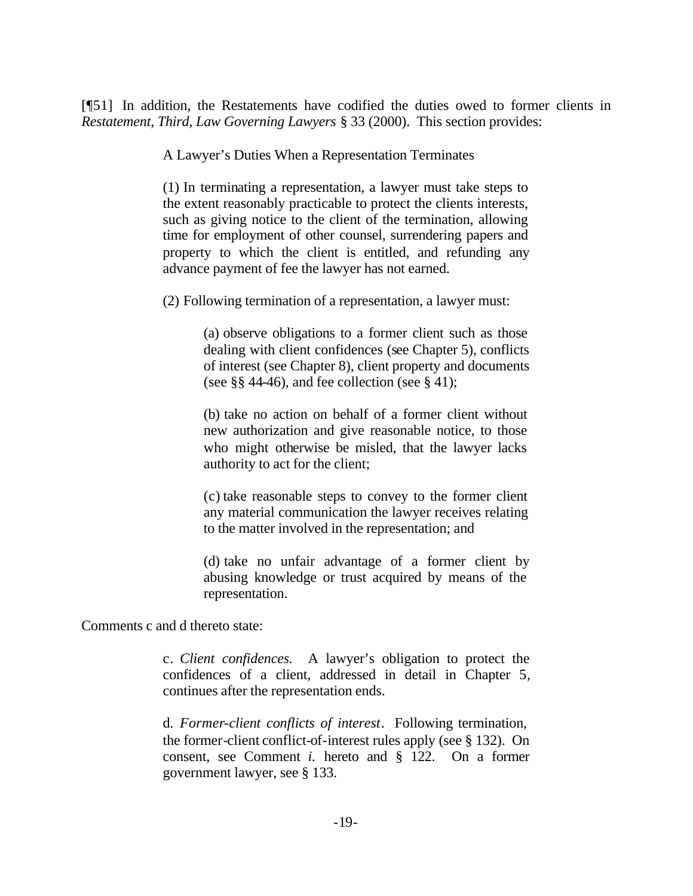[¶51] In addition, the Restatements have codified the duties owed to former clients in *Restatement, Third, Law Governing Lawyers* § 33 (2000). This section provides:

> A Lawyer's Duties When a Representation Terminates
>
> (1) In terminating a representation, a lawyer must take steps to the extent reasonably practicable to protect the clients interests, such as giving notice to the client of the termination, allowing time for employment of other counsel, surrendering papers and property to which the client is entitled, and refunding any advance payment of fee the lawyer has not earned.
>
> (2) Following termination of a representation, a lawyer must:
>
> > (a) observe obligations to a former client such as those dealing with client confidences (see Chapter 5), conflicts of interest (see Chapter 8), client property and documents (see §§ 44-46), and fee collection (see § 41);
> >
> > (b) take no action on behalf of a former client without new authorization and give reasonable notice, to those who might otherwise be misled, that the lawyer lacks authority to act for the client;
> >
> > (c) take reasonable steps to convey to the former client any material communication the lawyer receives relating to the matter involved in the representation; and
> >
> > (d) take no unfair advantage of a former client by abusing knowledge or trust acquired by means of the representation.

Comments c and d thereto state:

> c. *Client confidences.* A lawyer's obligation to protect the confidences of a client, addressed in detail in Chapter 5, continues after the representation ends.
>
> d. *Former-client conflicts of interest*. Following termination, the former-client conflict-of-interest rules apply (see § 132). On consent, see Comment *i.* hereto and § 122. On a former government lawyer, see § 133.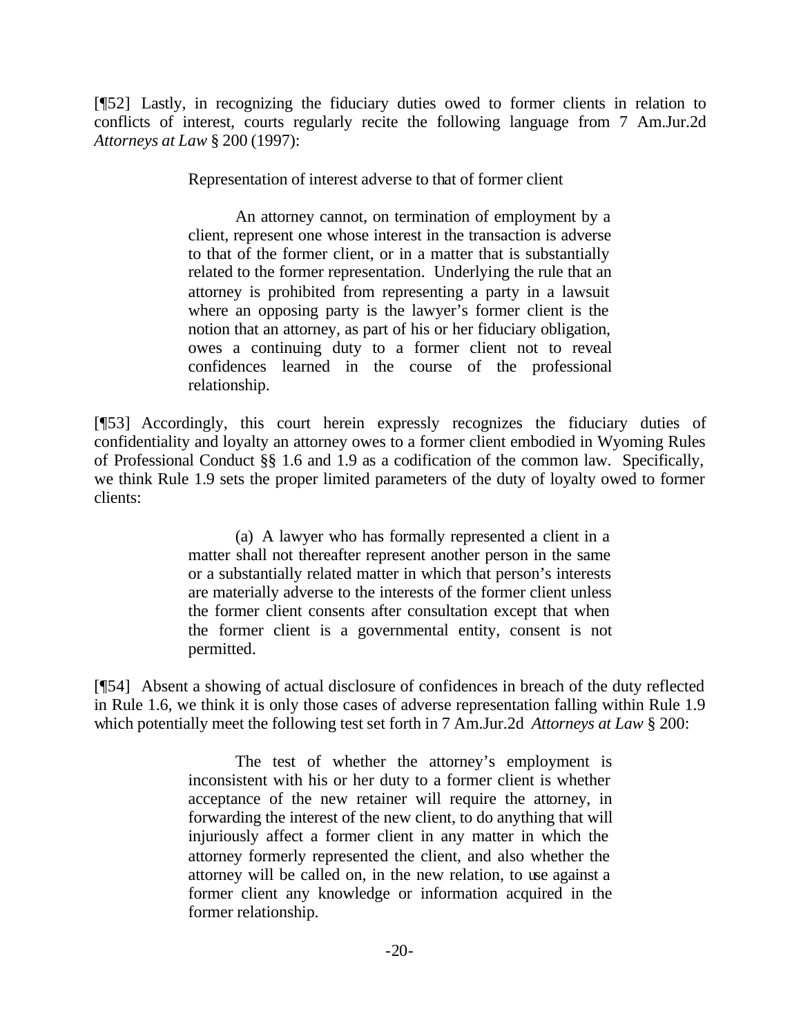[¶52] Lastly, in recognizing the fiduciary duties owed to former clients in relation to conflicts of interest, courts regularly recite the following language from 7 Am.Jur.2d *Attorneys at Law* § 200 (1997):

> Representation of interest adverse to that of former client
>
> An attorney cannot, on termination of employment by a client, represent one whose interest in the transaction is adverse to that of the former client, or in a matter that is substantially related to the former representation. Underlying the rule that an attorney is prohibited from representing a party in a lawsuit where an opposing party is the lawyer's former client is the notion that an attorney, as part of his or her fiduciary obligation, owes a continuing duty to a former client not to reveal confidences learned in the course of the professional relationship.

[¶53] Accordingly, this court herein expressly recognizes the fiduciary duties of confidentiality and loyalty an attorney owes to a former client embodied in Wyoming Rules of Professional Conduct §§ 1.6 and 1.9 as a codification of the common law. Specifically, we think Rule 1.9 sets the proper limited parameters of the duty of loyalty owed to former clients:

> (a) A lawyer who has formally represented a client in a matter shall not thereafter represent another person in the same or a substantially related matter in which that person's interests are materially adverse to the interests of the former client unless the former client consents after consultation except that when the former client is a governmental entity, consent is not permitted.

[¶54] Absent a showing of actual disclosure of confidences in breach of the duty reflected in Rule 1.6, we think it is only those cases of adverse representation falling within Rule 1.9 which potentially meet the following test set forth in 7 Am.Jur.2d *Attorneys at Law* § 200:

> The test of whether the attorney's employment is inconsistent with his or her duty to a former client is whether acceptance of the new retainer will require the attorney, in forwarding the interest of the new client, to do anything that will injuriously affect a former client in any matter in which the attorney formerly represented the client, and also whether the attorney will be called on, in the new relation, to use against a former client any knowledge or information acquired in the former relationship.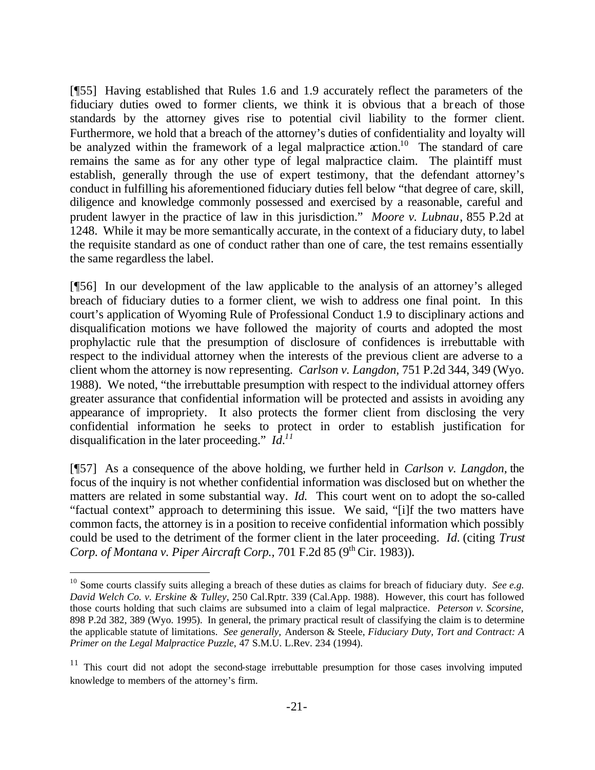[¶55] Having established that Rules 1.6 and 1.9 accurately reflect the parameters of the fiduciary duties owed to former clients, we think it is obvious that a breach of those standards by the attorney gives rise to potential civil liability to the former client. Furthermore, we hold that a breach of the attorney's duties of confidentiality and loyalty will be analyzed within the framework of a legal malpractice action.[10] The standard of care remains the same as for any other type of legal malpractice claim. The plaintiff must establish, generally through the use of expert testimony, that the defendant attorney's conduct in fulfilling his aforementioned fiduciary duties fell below "that degree of care, skill, diligence and knowledge commonly possessed and exercised by a reasonable, careful and prudent lawyer in the practice of law in this jurisdiction." *Moore v. Lubnau*, 855 P.2d at 1248. While it may be more semantically accurate, in the context of a fiduciary duty, to label the requisite standard as one of conduct rather than one of care, the test remains essentially the same regardless the label.

[¶56] In our development of the law applicable to the analysis of an attorney's alleged breach of fiduciary duties to a former client, we wish to address one final point. In this court's application of Wyoming Rule of Professional Conduct 1.9 to disciplinary actions and disqualification motions we have followed the majority of courts and adopted the most prophylactic rule that the presumption of disclosure of confidences is irrebuttable with respect to the individual attorney when the interests of the previous client are adverse to a client whom the attorney is now representing. *Carlson v. Langdon*, 751 P.2d 344, 349 (Wyo. 1988). We noted, "the irrebuttable presumption with respect to the individual attorney offers greater assurance that confidential information will be protected and assists in avoiding any appearance of impropriety. It also protects the former client from disclosing the very confidential information he seeks to protect in order to establish justification for disqualification in the later proceeding." *Id.*[11]

[¶57] As a consequence of the above holding, we further held in *Carlson v. Langdon*, the focus of the inquiry is not whether confidential information was disclosed but on whether the matters are related in some substantial way. *Id.* This court went on to adopt the so-called "factual context" approach to determining this issue. We said, "[i]f the two matters have common facts, the attorney is in a position to receive confidential information which possibly could be used to the detriment of the former client in the later proceeding. *Id.* (citing *Trust Corp. of Montana v. Piper Aircraft Corp.*, 701 F.2d 85 (9th Cir. 1983)).

---

[10] Some courts classify suits alleging a breach of these duties as claims for breach of fiduciary duty. *See e.g. David Welch Co. v. Erskine & Tulley*, 250 Cal.Rptr. 339 (Cal.App. 1988). However, this court has followed those courts holding that such claims are subsumed into a claim of legal malpractice. *Peterson v. Scorsine*, 898 P.2d 382, 389 (Wyo. 1995). In general, the primary practical result of classifying the claim is to determine the applicable statute of limitations. *See generally,* Anderson & Steele, *Fiduciary Duty, Tort and Contract: A Primer on the Legal Malpractice Puzzle*, 47 S.M.U. L.Rev. 234 (1994).

[11] This court did not adopt the second-stage irrebuttable presumption for those cases involving imputed knowledge to members of the attorney's firm.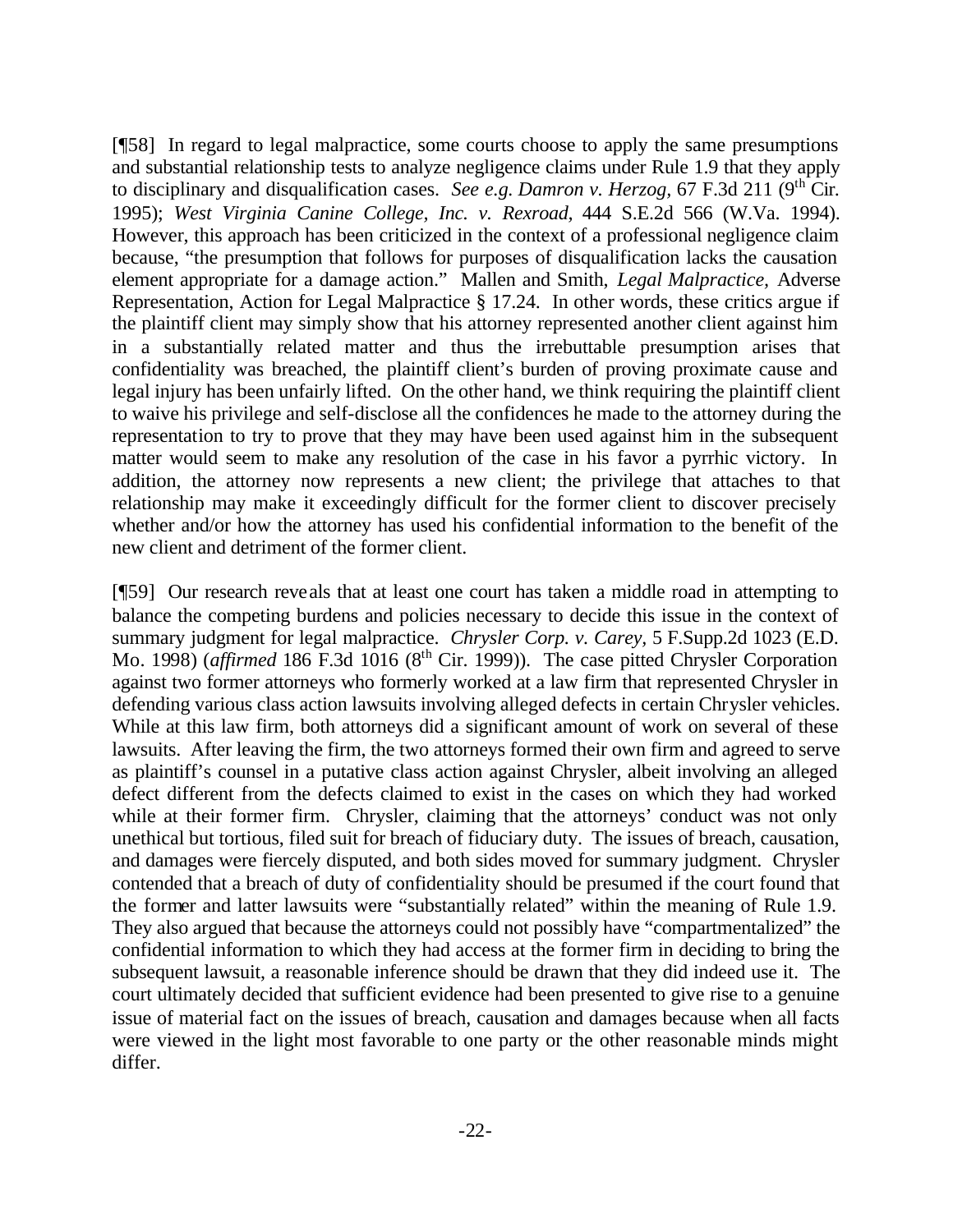[¶58] In regard to legal malpractice, some courts choose to apply the same presumptions and substantial relationship tests to analyze negligence claims under Rule 1.9 that they apply to disciplinary and disqualification cases. *See e.g. Damron v. Herzog,* 67 F.3d 211 (9th Cir. 1995); *West Virginia Canine College, Inc. v. Rexroad,* 444 S.E.2d 566 (W.Va. 1994). However, this approach has been criticized in the context of a professional negligence claim because, "the presumption that follows for purposes of disqualification lacks the causation element appropriate for a damage action." Mallen and Smith, *Legal Malpractice*, Adverse Representation, Action for Legal Malpractice § 17.24. In other words, these critics argue if the plaintiff client may simply show that his attorney represented another client against him in a substantially related matter and thus the irrebuttable presumption arises that confidentiality was breached, the plaintiff client's burden of proving proximate cause and legal injury has been unfairly lifted. On the other hand, we think requiring the plaintiff client to waive his privilege and self-disclose all the confidences he made to the attorney during the representation to try to prove that they may have been used against him in the subsequent matter would seem to make any resolution of the case in his favor a pyrrhic victory. In addition, the attorney now represents a new client; the privilege that attaches to that relationship may make it exceedingly difficult for the former client to discover precisely whether and/or how the attorney has used his confidential information to the benefit of the new client and detriment of the former client.

[¶59] Our research reveals that at least one court has taken a middle road in attempting to balance the competing burdens and policies necessary to decide this issue in the context of summary judgment for legal malpractice. *Chrysler Corp. v. Carey,* 5 F.Supp.2d 1023 (E.D. Mo. 1998) (*affirmed* 186 F.3d 1016 (8th Cir. 1999)). The case pitted Chrysler Corporation against two former attorneys who formerly worked at a law firm that represented Chrysler in defending various class action lawsuits involving alleged defects in certain Chrysler vehicles. While at this law firm, both attorneys did a significant amount of work on several of these lawsuits. After leaving the firm, the two attorneys formed their own firm and agreed to serve as plaintiff's counsel in a putative class action against Chrysler, albeit involving an alleged defect different from the defects claimed to exist in the cases on which they had worked while at their former firm. Chrysler, claiming that the attorneys' conduct was not only unethical but tortious, filed suit for breach of fiduciary duty. The issues of breach, causation, and damages were fiercely disputed, and both sides moved for summary judgment. Chrysler contended that a breach of duty of confidentiality should be presumed if the court found that the former and latter lawsuits were "substantially related" within the meaning of Rule 1.9. They also argued that because the attorneys could not possibly have "compartmentalized" the confidential information to which they had access at the former firm in deciding to bring the subsequent lawsuit, a reasonable inference should be drawn that they did indeed use it. The court ultimately decided that sufficient evidence had been presented to give rise to a genuine issue of material fact on the issues of breach, causation and damages because when all facts were viewed in the light most favorable to one party or the other reasonable minds might differ.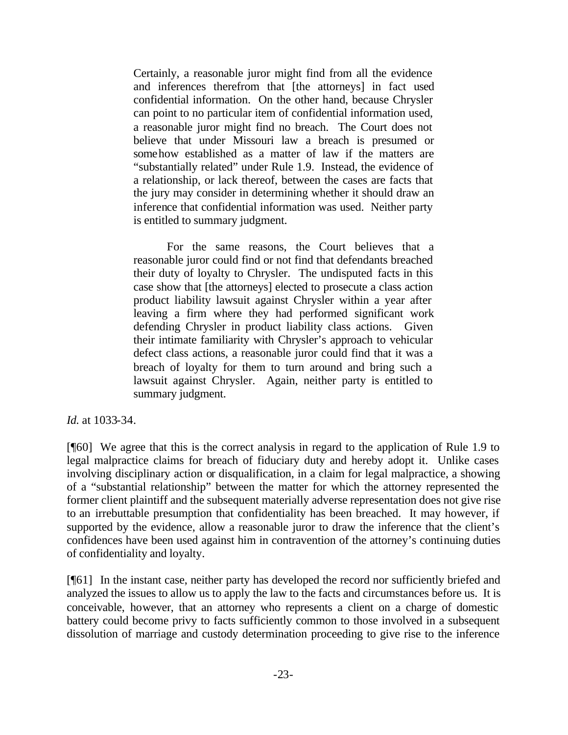> Certainly, a reasonable juror might find from all the evidence and inferences therefrom that [the attorneys] in fact used confidential information. On the other hand, because Chrysler can point to no particular item of confidential information used, a reasonable juror might find no breach. The Court does not believe that under Missouri law a breach is presumed or somehow established as a matter of law if the matters are "substantially related" under Rule 1.9. Instead, the evidence of a relationship, or lack thereof, between the cases are facts that the jury may consider in determining whether it should draw an inference that confidential information was used. Neither party is entitled to summary judgment.
>
> For the same reasons, the Court believes that a reasonable juror could find or not find that defendants breached their duty of loyalty to Chrysler. The undisputed facts in this case show that [the attorneys] elected to prosecute a class action product liability lawsuit against Chrysler within a year after leaving a firm where they had performed significant work defending Chrysler in product liability class actions. Given their intimate familiarity with Chrysler's approach to vehicular defect class actions, a reasonable juror could find that it was a breach of loyalty for them to turn around and bring such a lawsuit against Chrysler. Again, neither party is entitled to summary judgment.

*Id.* at 1033-34.

[¶60] We agree that this is the correct analysis in regard to the application of Rule 1.9 to legal malpractice claims for breach of fiduciary duty and hereby adopt it. Unlike cases involving disciplinary action or disqualification, in a claim for legal malpractice, a showing of a "substantial relationship" between the matter for which the attorney represented the former client plaintiff and the subsequent materially adverse representation does not give rise to an irrebuttable presumption that confidentiality has been breached. It may however, if supported by the evidence, allow a reasonable juror to draw the inference that the client's confidences have been used against him in contravention of the attorney's continuing duties of confidentiality and loyalty.

[¶61] In the instant case, neither party has developed the record nor sufficiently briefed and analyzed the issues to allow us to apply the law to the facts and circumstances before us. It is conceivable, however, that an attorney who represents a client on a charge of domestic battery could become privy to facts sufficiently common to those involved in a subsequent dissolution of marriage and custody determination proceeding to give rise to the inference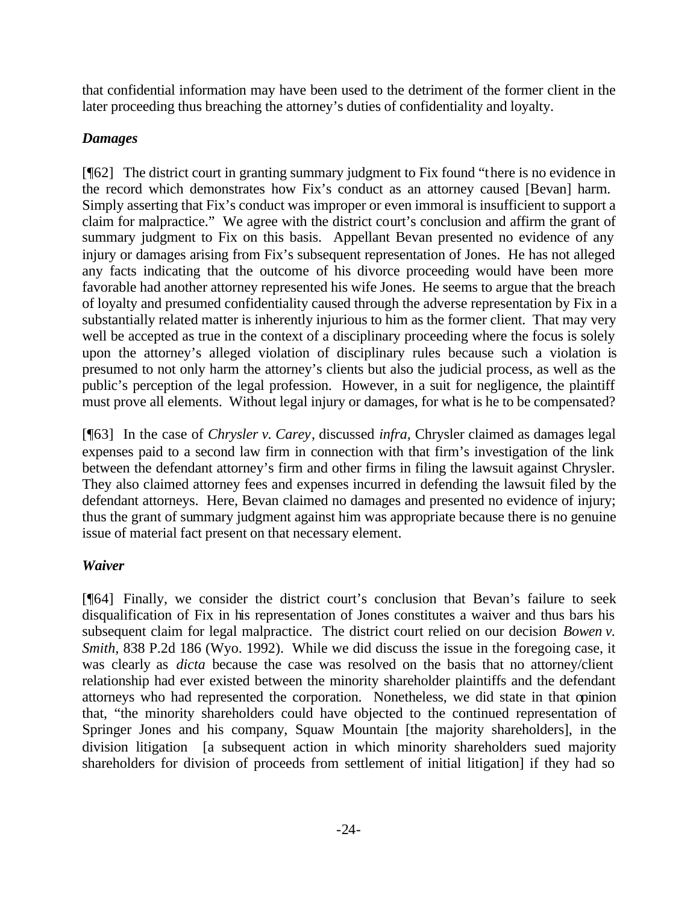that confidential information may have been used to the detriment of the former client in the later proceeding thus breaching the attorney's duties of confidentiality and loyalty.

### *Damages*

[¶62] The district court in granting summary judgment to Fix found "there is no evidence in the record which demonstrates how Fix's conduct as an attorney caused [Bevan] harm. Simply asserting that Fix's conduct was improper or even immoral is insufficient to support a claim for malpractice." We agree with the district court's conclusion and affirm the grant of summary judgment to Fix on this basis. Appellant Bevan presented no evidence of any injury or damages arising from Fix's subsequent representation of Jones. He has not alleged any facts indicating that the outcome of his divorce proceeding would have been more favorable had another attorney represented his wife Jones. He seems to argue that the breach of loyalty and presumed confidentiality caused through the adverse representation by Fix in a substantially related matter is inherently injurious to him as the former client. That may very well be accepted as true in the context of a disciplinary proceeding where the focus is solely upon the attorney's alleged violation of disciplinary rules because such a violation is presumed to not only harm the attorney's clients but also the judicial process, as well as the public's perception of the legal profession. However, in a suit for negligence, the plaintiff must prove all elements. Without legal injury or damages, for what is he to be compensated?

[¶63] In the case of *Chrysler v. Carey*, discussed *infra,* Chrysler claimed as damages legal expenses paid to a second law firm in connection with that firm's investigation of the link between the defendant attorney's firm and other firms in filing the lawsuit against Chrysler. They also claimed attorney fees and expenses incurred in defending the lawsuit filed by the defendant attorneys. Here, Bevan claimed no damages and presented no evidence of injury; thus the grant of summary judgment against him was appropriate because there is no genuine issue of material fact present on that necessary element.

### *Waiver*

[¶64] Finally, we consider the district court's conclusion that Bevan's failure to seek disqualification of Fix in his representation of Jones constitutes a waiver and thus bars his subsequent claim for legal malpractice. The district court relied on our decision *Bowen v. Smith*, 838 P.2d 186 (Wyo. 1992). While we did discuss the issue in the foregoing case, it was clearly as *dicta* because the case was resolved on the basis that no attorney/client relationship had ever existed between the minority shareholder plaintiffs and the defendant attorneys who had represented the corporation. Nonetheless, we did state in that opinion that, "the minority shareholders could have objected to the continued representation of Springer Jones and his company, Squaw Mountain [the majority shareholders], in the division litigation [a subsequent action in which minority shareholders sued majority shareholders for division of proceeds from settlement of initial litigation] if they had so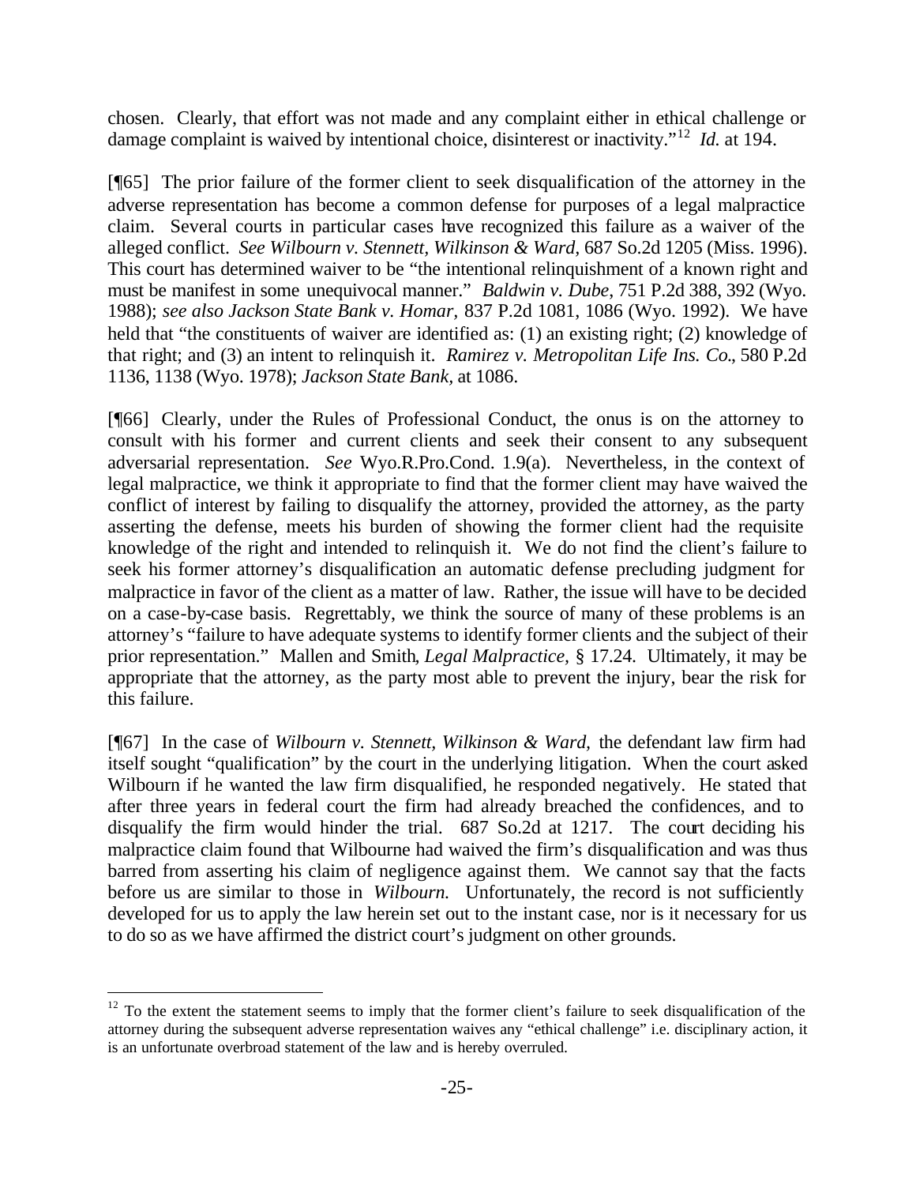chosen. Clearly, that effort was not made and any complaint either in ethical challenge or damage complaint is waived by intentional choice, disinterest or inactivity."[12] *Id.* at 194.

[¶65] The prior failure of the former client to seek disqualification of the attorney in the adverse representation has become a common defense for purposes of a legal malpractice claim. Several courts in particular cases have recognized this failure as a waiver of the alleged conflict. *See Wilbourn v. Stennett, Wilkinson & Ward*, 687 So.2d 1205 (Miss. 1996). This court has determined waiver to be "the intentional relinquishment of a known right and must be manifest in some unequivocal manner." *Baldwin v. Dube*, 751 P.2d 388, 392 (Wyo. 1988); *see also Jackson State Bank v. Homar*, 837 P.2d 1081, 1086 (Wyo. 1992). We have held that "the constituents of waiver are identified as: (1) an existing right; (2) knowledge of that right; and (3) an intent to relinquish it. *Ramirez v. Metropolitan Life Ins. Co.*, 580 P.2d 1136, 1138 (Wyo. 1978); *Jackson State Bank*, at 1086.

[¶66] Clearly, under the Rules of Professional Conduct, the onus is on the attorney to consult with his former and current clients and seek their consent to any subsequent adversarial representation. *See* Wyo.R.Pro.Cond. 1.9(a). Nevertheless, in the context of legal malpractice, we think it appropriate to find that the former client may have waived the conflict of interest by failing to disqualify the attorney, provided the attorney, as the party asserting the defense, meets his burden of showing the former client had the requisite knowledge of the right and intended to relinquish it. We do not find the client's failure to seek his former attorney's disqualification an automatic defense precluding judgment for malpractice in favor of the client as a matter of law. Rather, the issue will have to be decided on a case-by-case basis. Regrettably, we think the source of many of these problems is an attorney's "failure to have adequate systems to identify former clients and the subject of their prior representation." Mallen and Smith, *Legal Malpractice*, § 17.24. Ultimately, it may be appropriate that the attorney, as the party most able to prevent the injury, bear the risk for this failure.

[¶67] In the case of *Wilbourn v. Stennett, Wilkinson & Ward,* the defendant law firm had itself sought "qualification" by the court in the underlying litigation. When the court asked Wilbourn if he wanted the law firm disqualified, he responded negatively. He stated that after three years in federal court the firm had already breached the confidences, and to disqualify the firm would hinder the trial. 687 So.2d at 1217. The court deciding his malpractice claim found that Wilbourne had waived the firm's disqualification and was thus barred from asserting his claim of negligence against them. We cannot say that the facts before us are similar to those in *Wilbourn.* Unfortunately, the record is not sufficiently developed for us to apply the law herein set out to the instant case, nor is it necessary for us to do so as we have affirmed the district court's judgment on other grounds.

---

[12] To the extent the statement seems to imply that the former client's failure to seek disqualification of the attorney during the subsequent adverse representation waives any "ethical challenge" i.e. disciplinary action, it is an unfortunate overbroad statement of the law and is hereby overruled.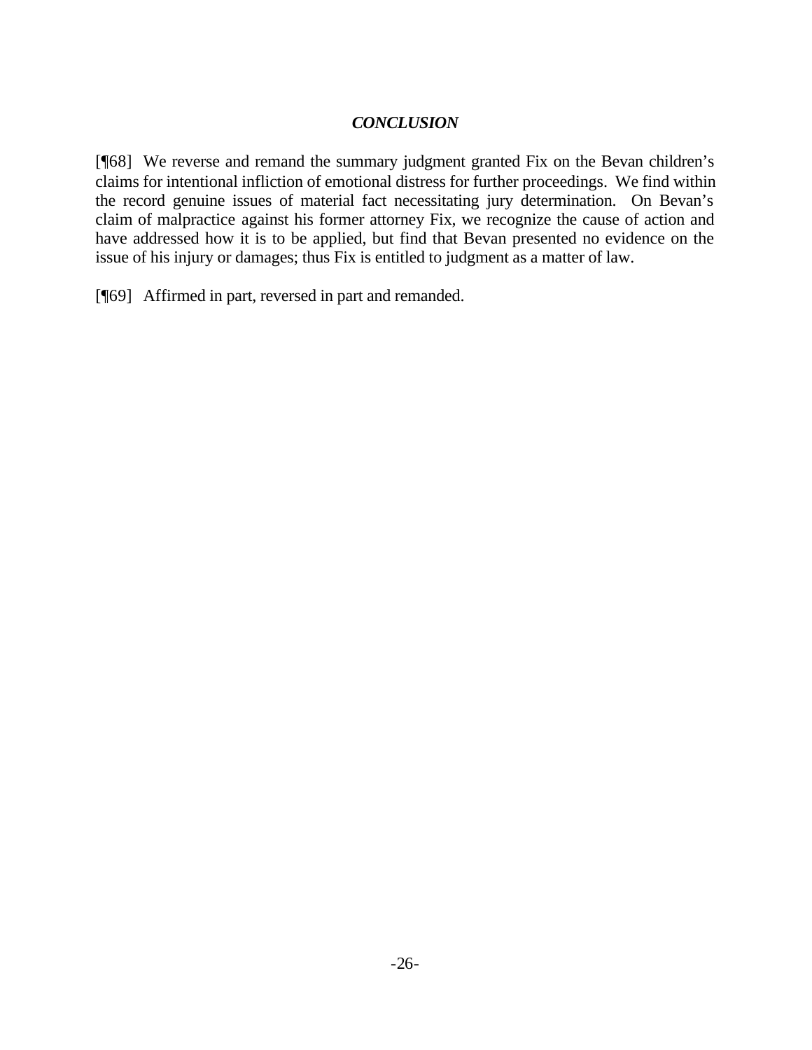## *CONCLUSION*

[¶68] We reverse and remand the summary judgment granted Fix on the Bevan children's claims for intentional infliction of emotional distress for further proceedings. We find within the record genuine issues of material fact necessitating jury determination. On Bevan's claim of malpractice against his former attorney Fix, we recognize the cause of action and have addressed how it is to be applied, but find that Bevan presented no evidence on the issue of his injury or damages; thus Fix is entitled to judgment as a matter of law.

[¶69] Affirmed in part, reversed in part and remanded.